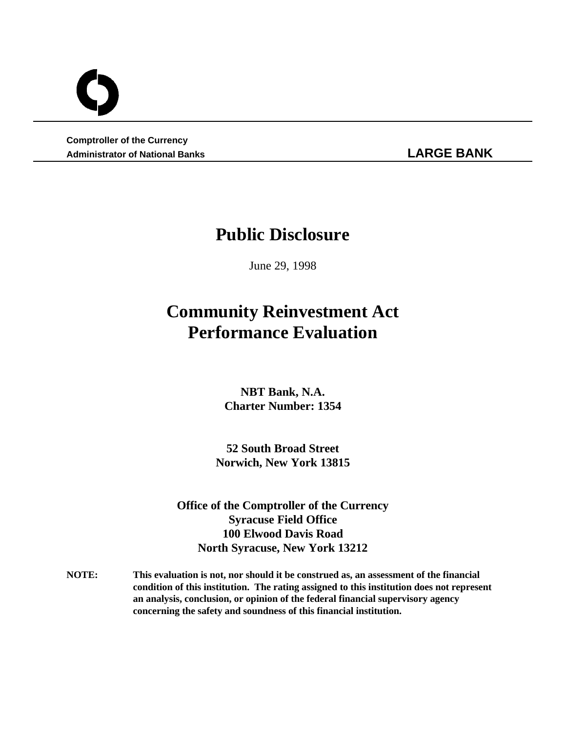**Comptroller of the Currency**
**Administrator of National Banks** **LARGE BANK**

# Public Disclosure

June 29, 1998

# Community Reinvestment Act Performance Evaluation

**NBT Bank, N.A.**
**Charter Number: 1354**

**52 South Broad Street**
**Norwich, New York 13815**

**Office of the Comptroller of the Currency**
**Syracuse Field Office**
**100 Elwood Davis Road**
**North Syracuse, New York 13212**

**NOTE:** **This evaluation is not, nor should it be construed as, an assessment of the financial condition of this institution. The rating assigned to this institution does not represent an analysis, conclusion, or opinion of the federal financial supervisory agency concerning the safety and soundness of this financial institution.**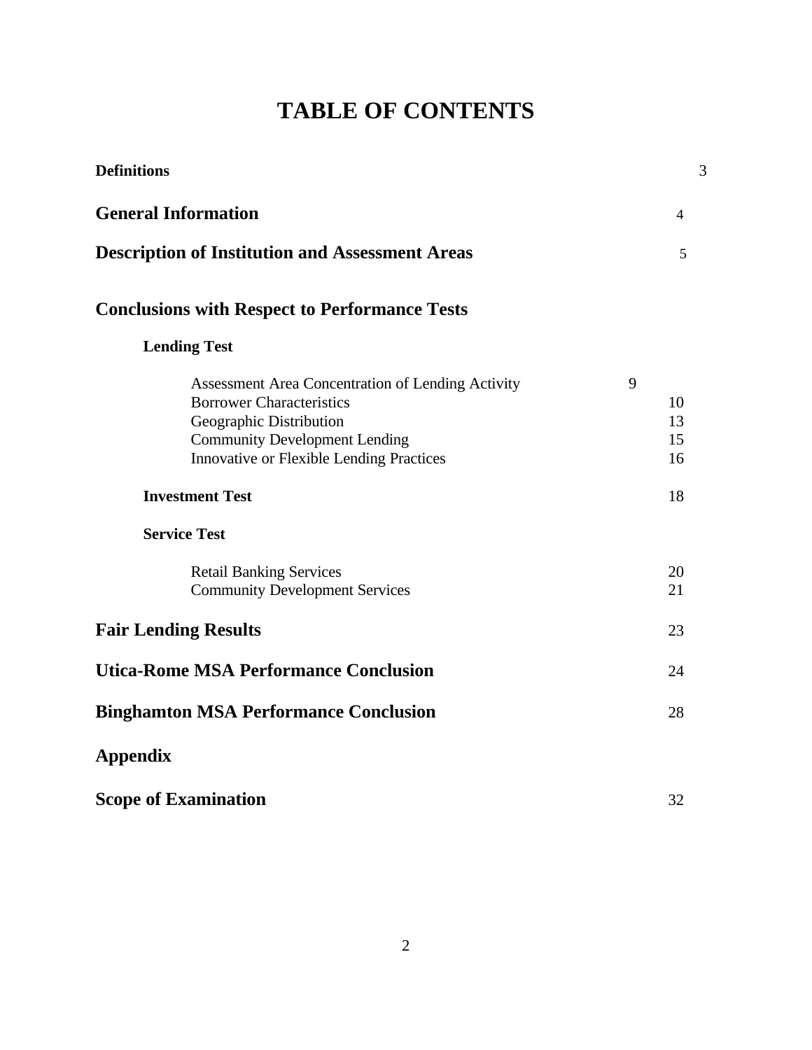# TABLE OF CONTENTS

| | |
|---|---|
| **Definitions** | 3 |
| **General Information** | 4 |
| **Description of Institution and Assessment Areas** | 5 |
| **Conclusions with Respect to Performance Tests** | |
| **Lending Test** | |
| Assessment Area Concentration of Lending Activity | 9 |
| Borrower Characteristics | 10 |
| Geographic Distribution | 13 |
| Community Development Lending | 15 |
| Innovative or Flexible Lending Practices | 16 |
| **Investment Test** | 18 |
| **Service Test** | |
| Retail Banking Services | 20 |
| Community Development Services | 21 |
| **Fair Lending Results** | 23 |
| **Utica-Rome MSA Performance Conclusion** | 24 |
| **Binghamton MSA Performance Conclusion** | 28 |
| **Appendix** | |
| **Scope of Examination** | 32 |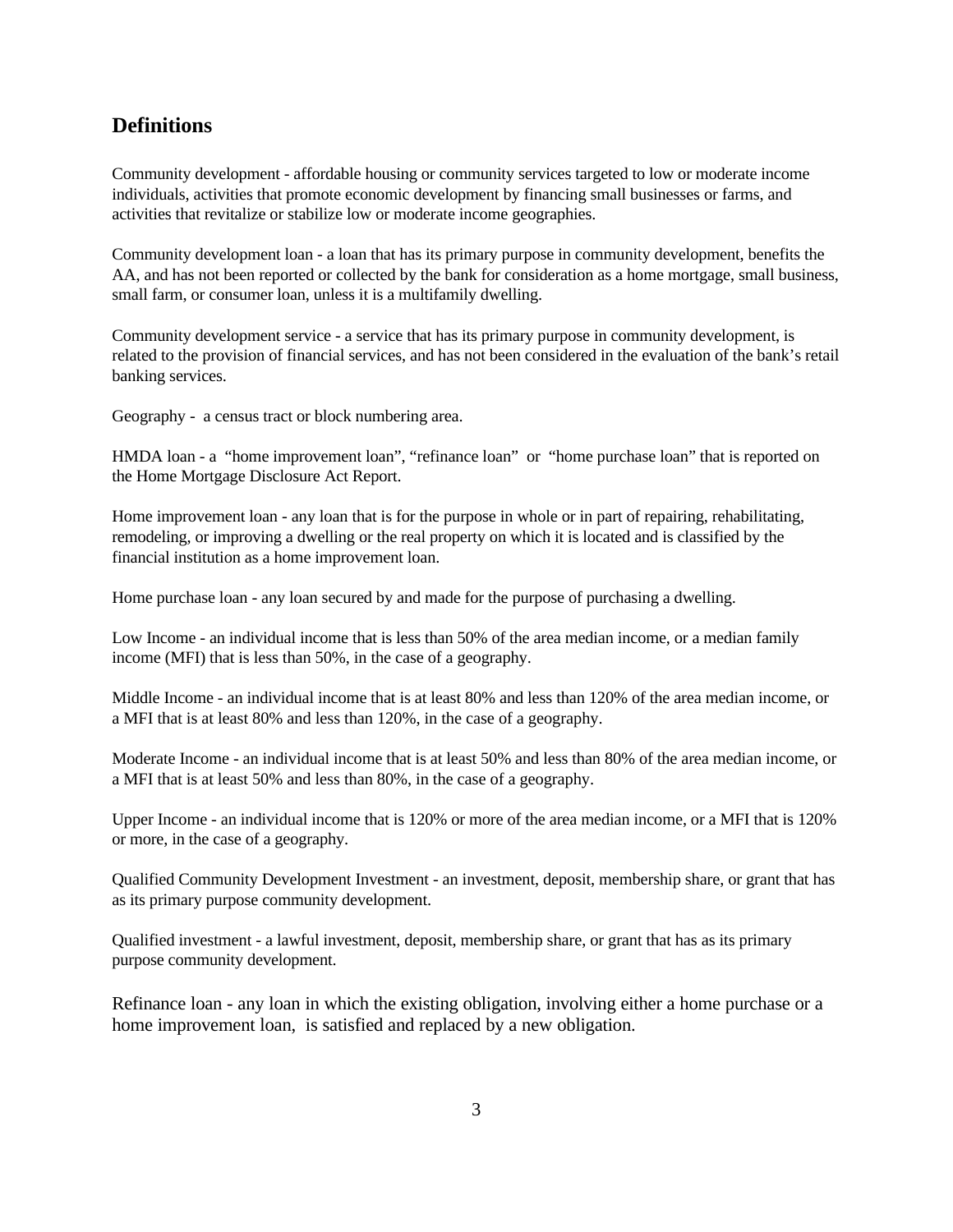## Definitions

Community development - affordable housing or community services targeted to low or moderate income individuals, activities that promote economic development by financing small businesses or farms, and activities that revitalize or stabilize low or moderate income geographies.

Community development loan - a loan that has its primary purpose in community development, benefits the AA, and has not been reported or collected by the bank for consideration as a home mortgage, small business, small farm, or consumer loan, unless it is a multifamily dwelling.

Community development service - a service that has its primary purpose in community development, is related to the provision of financial services, and has not been considered in the evaluation of the bank's retail banking services.

Geography - a census tract or block numbering area.

HMDA loan - a "home improvement loan", "refinance loan" or "home purchase loan" that is reported on the Home Mortgage Disclosure Act Report.

Home improvement loan - any loan that is for the purpose in whole or in part of repairing, rehabilitating, remodeling, or improving a dwelling or the real property on which it is located and is classified by the financial institution as a home improvement loan.

Home purchase loan - any loan secured by and made for the purpose of purchasing a dwelling.

Low Income - an individual income that is less than 50% of the area median income, or a median family income (MFI) that is less than 50%, in the case of a geography.

Middle Income - an individual income that is at least 80% and less than 120% of the area median income, or a MFI that is at least 80% and less than 120%, in the case of a geography.

Moderate Income - an individual income that is at least 50% and less than 80% of the area median income, or a MFI that is at least 50% and less than 80%, in the case of a geography.

Upper Income - an individual income that is 120% or more of the area median income, or a MFI that is 120% or more, in the case of a geography.

Qualified Community Development Investment - an investment, deposit, membership share, or grant that has as its primary purpose community development.

Qualified investment - a lawful investment, deposit, membership share, or grant that has as its primary purpose community development.

Refinance loan - any loan in which the existing obligation, involving either a home purchase or a home improvement loan, is satisfied and replaced by a new obligation.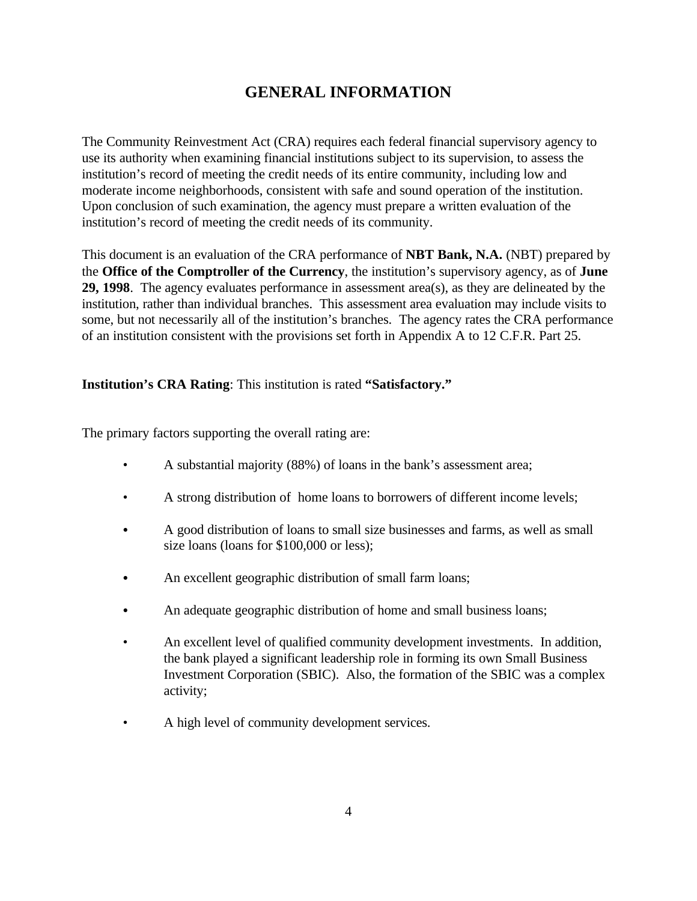# GENERAL INFORMATION

The Community Reinvestment Act (CRA) requires each federal financial supervisory agency to use its authority when examining financial institutions subject to its supervision, to assess the institution's record of meeting the credit needs of its entire community, including low and moderate income neighborhoods, consistent with safe and sound operation of the institution. Upon conclusion of such examination, the agency must prepare a written evaluation of the institution's record of meeting the credit needs of its community.

This document is an evaluation of the CRA performance of **NBT Bank, N.A.** (NBT) prepared by the **Office of the Comptroller of the Currency**, the institution's supervisory agency, as of **June 29, 1998**. The agency evaluates performance in assessment area(s), as they are delineated by the institution, rather than individual branches. This assessment area evaluation may include visits to some, but not necessarily all of the institution's branches. The agency rates the CRA performance of an institution consistent with the provisions set forth in Appendix A to 12 C.F.R. Part 25.

**Institution's CRA Rating**: This institution is rated **"Satisfactory."**

The primary factors supporting the overall rating are:

- A substantial majority (88%) of loans in the bank's assessment area;
- A strong distribution of home loans to borrowers of different income levels;
- A good distribution of loans to small size businesses and farms, as well as small size loans (loans for $100,000 or less);
- An excellent geographic distribution of small farm loans;
- An adequate geographic distribution of home and small business loans;
- An excellent level of qualified community development investments. In addition, the bank played a significant leadership role in forming its own Small Business Investment Corporation (SBIC). Also, the formation of the SBIC was a complex activity;
- A high level of community development services.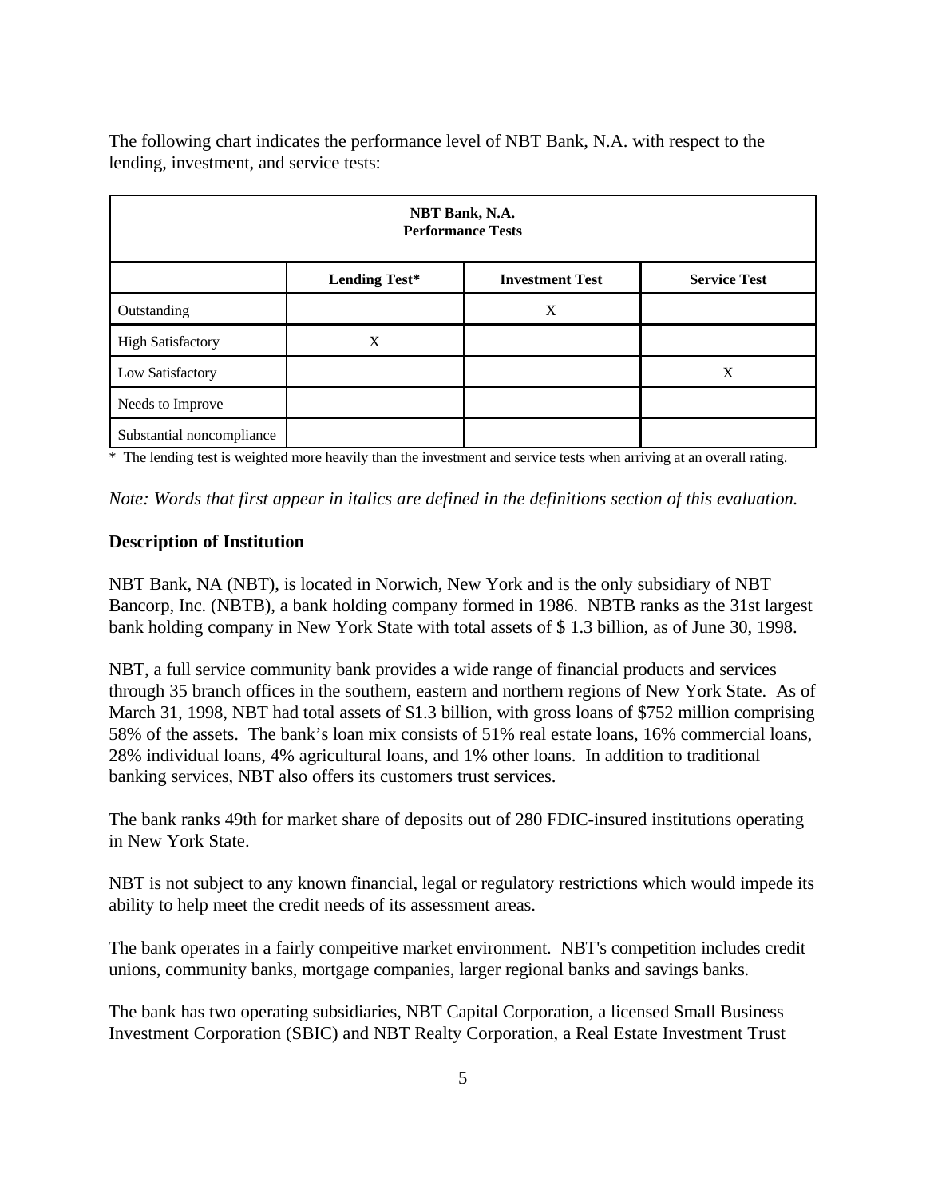The following chart indicates the performance level of NBT Bank, N.A. with respect to the lending, investment, and service tests:

| **NBT Bank, N.A. Performance Tests** | | | |
|---|---|---|---|
| | **Lending Test*** | **Investment Test** | **Service Test** |
| Outstanding | | X | |
| High Satisfactory | X | | |
| Low Satisfactory | | | X |
| Needs to Improve | | | |
| Substantial noncompliance | | | |

* The lending test is weighted more heavily than the investment and service tests when arriving at an overall rating.

*Note: Words that first appear in italics are defined in the definitions section of this evaluation.*

**Description of Institution**

NBT Bank, NA (NBT), is located in Norwich, New York and is the only subsidiary of NBT Bancorp, Inc. (NBTB), a bank holding company formed in 1986. NBTB ranks as the 31st largest bank holding company in New York State with total assets of $ 1.3 billion, as of June 30, 1998.

NBT, a full service community bank provides a wide range of financial products and services through 35 branch offices in the southern, eastern and northern regions of New York State. As of March 31, 1998, NBT had total assets of $1.3 billion, with gross loans of $752 million comprising 58% of the assets. The bank's loan mix consists of 51% real estate loans, 16% commercial loans, 28% individual loans, 4% agricultural loans, and 1% other loans. In addition to traditional banking services, NBT also offers its customers trust services.

The bank ranks 49th for market share of deposits out of 280 FDIC-insured institutions operating in New York State.

NBT is not subject to any known financial, legal or regulatory restrictions which would impede its ability to help meet the credit needs of its assessment areas.

The bank operates in a fairly compeitive market environment. NBT's competition includes credit unions, community banks, mortgage companies, larger regional banks and savings banks.

The bank has two operating subsidiaries, NBT Capital Corporation, a licensed Small Business Investment Corporation (SBIC) and NBT Realty Corporation, a Real Estate Investment Trust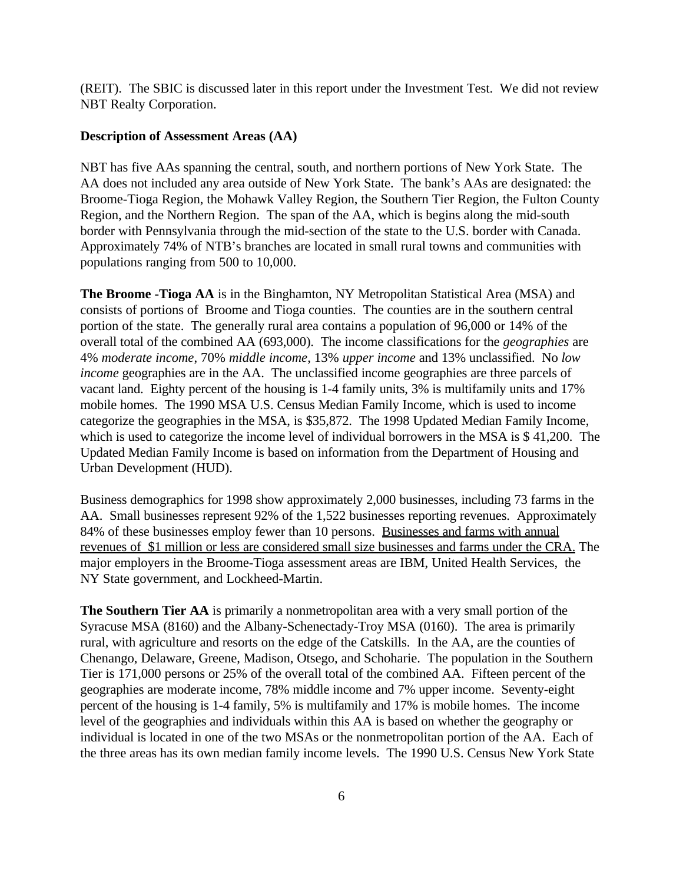(REIT). The SBIC is discussed later in this report under the Investment Test. We did not review NBT Realty Corporation.

**Description of Assessment Areas (AA)**

NBT has five AAs spanning the central, south, and northern portions of New York State. The AA does not included any area outside of New York State. The bank's AAs are designated: the Broome-Tioga Region, the Mohawk Valley Region, the Southern Tier Region, the Fulton County Region, and the Northern Region. The span of the AA, which is begins along the mid-south border with Pennsylvania through the mid-section of the state to the U.S. border with Canada. Approximately 74% of NTB's branches are located in small rural towns and communities with populations ranging from 500 to 10,000.

**The Broome -Tioga AA** is in the Binghamton, NY Metropolitan Statistical Area (MSA) and consists of portions of Broome and Tioga counties. The counties are in the southern central portion of the state. The generally rural area contains a population of 96,000 or 14% of the overall total of the combined AA (693,000). The income classifications for the *geographies* are 4% *moderate income*, 70% *middle income*, 13% *upper income* and 13% unclassified. No *low income* geographies are in the AA. The unclassified income geographies are three parcels of vacant land. Eighty percent of the housing is 1-4 family units, 3% is multifamily units and 17% mobile homes. The 1990 MSA U.S. Census Median Family Income, which is used to income categorize the geographies in the MSA, is $35,872. The 1998 Updated Median Family Income, which is used to categorize the income level of individual borrowers in the MSA is $ 41,200. The Updated Median Family Income is based on information from the Department of Housing and Urban Development (HUD).

Business demographics for 1998 show approximately 2,000 businesses, including 73 farms in the AA. Small businesses represent 92% of the 1,522 businesses reporting revenues. Approximately 84% of these businesses employ fewer than 10 persons. <u>Businesses and farms with annual revenues of $1 million or less are considered small size businesses and farms under the CRA.</u> The major employers in the Broome-Tioga assessment areas are IBM, United Health Services, the NY State government, and Lockheed-Martin.

**The Southern Tier AA** is primarily a nonmetropolitan area with a very small portion of the Syracuse MSA (8160) and the Albany-Schenectady-Troy MSA (0160). The area is primarily rural, with agriculture and resorts on the edge of the Catskills. In the AA, are the counties of Chenango, Delaware, Greene, Madison, Otsego, and Schoharie. The population in the Southern Tier is 171,000 persons or 25% of the overall total of the combined AA. Fifteen percent of the geographies are moderate income, 78% middle income and 7% upper income. Seventy-eight percent of the housing is 1-4 family, 5% is multifamily and 17% is mobile homes. The income level of the geographies and individuals within this AA is based on whether the geography or individual is located in one of the two MSAs or the nonmetropolitan portion of the AA. Each of the three areas has its own median family income levels. The 1990 U.S. Census New York State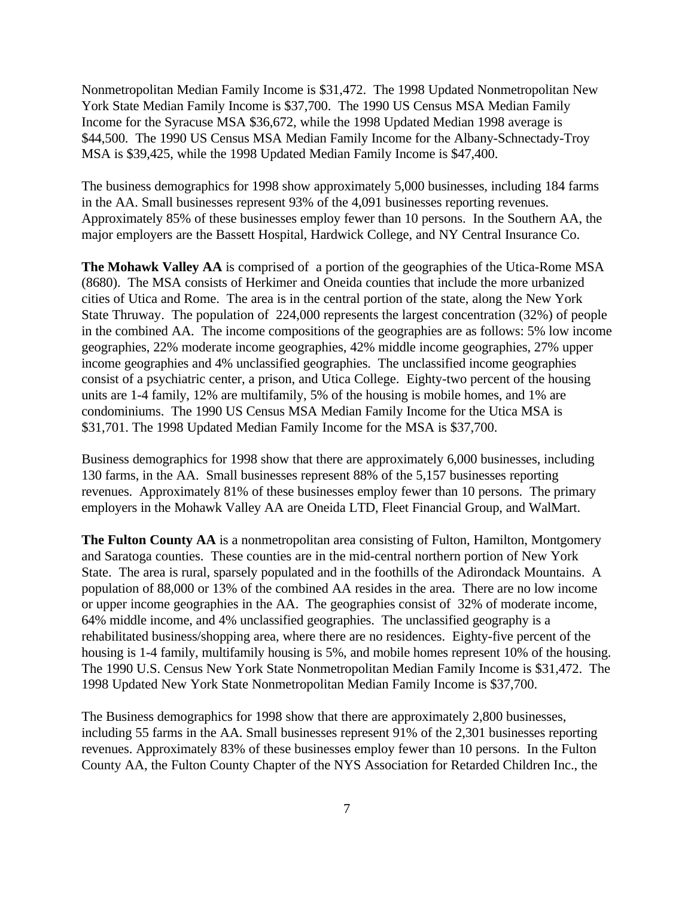Nonmetropolitan Median Family Income is $31,472. The 1998 Updated Nonmetropolitan New York State Median Family Income is $37,700. The 1990 US Census MSA Median Family Income for the Syracuse MSA $36,672, while the 1998 Updated Median 1998 average is $44,500. The 1990 US Census MSA Median Family Income for the Albany-Schnectady-Troy MSA is $39,425, while the 1998 Updated Median Family Income is $47,400.

The business demographics for 1998 show approximately 5,000 businesses, including 184 farms in the AA. Small businesses represent 93% of the 4,091 businesses reporting revenues. Approximately 85% of these businesses employ fewer than 10 persons. In the Southern AA, the major employers are the Bassett Hospital, Hardwick College, and NY Central Insurance Co.

**The Mohawk Valley AA** is comprised of a portion of the geographies of the Utica-Rome MSA (8680). The MSA consists of Herkimer and Oneida counties that include the more urbanized cities of Utica and Rome. The area is in the central portion of the state, along the New York State Thruway. The population of 224,000 represents the largest concentration (32%) of people in the combined AA. The income compositions of the geographies are as follows: 5% low income geographies, 22% moderate income geographies, 42% middle income geographies, 27% upper income geographies and 4% unclassified geographies. The unclassified income geographies consist of a psychiatric center, a prison, and Utica College. Eighty-two percent of the housing units are 1-4 family, 12% are multifamily, 5% of the housing is mobile homes, and 1% are condominiums. The 1990 US Census MSA Median Family Income for the Utica MSA is $31,701. The 1998 Updated Median Family Income for the MSA is $37,700.

Business demographics for 1998 show that there are approximately 6,000 businesses, including 130 farms, in the AA. Small businesses represent 88% of the 5,157 businesses reporting revenues. Approximately 81% of these businesses employ fewer than 10 persons. The primary employers in the Mohawk Valley AA are Oneida LTD, Fleet Financial Group, and WalMart.

**The Fulton County AA** is a nonmetropolitan area consisting of Fulton, Hamilton, Montgomery and Saratoga counties. These counties are in the mid-central northern portion of New York State. The area is rural, sparsely populated and in the foothills of the Adirondack Mountains. A population of 88,000 or 13% of the combined AA resides in the area. There are no low income or upper income geographies in the AA. The geographies consist of 32% of moderate income, 64% middle income, and 4% unclassified geographies. The unclassified geography is a rehabilitated business/shopping area, where there are no residences. Eighty-five percent of the housing is 1-4 family, multifamily housing is 5%, and mobile homes represent 10% of the housing. The 1990 U.S. Census New York State Nonmetropolitan Median Family Income is $31,472. The 1998 Updated New York State Nonmetropolitan Median Family Income is $37,700.

The Business demographics for 1998 show that there are approximately 2,800 businesses, including 55 farms in the AA. Small businesses represent 91% of the 2,301 businesses reporting revenues. Approximately 83% of these businesses employ fewer than 10 persons. In the Fulton County AA, the Fulton County Chapter of the NYS Association for Retarded Children Inc., the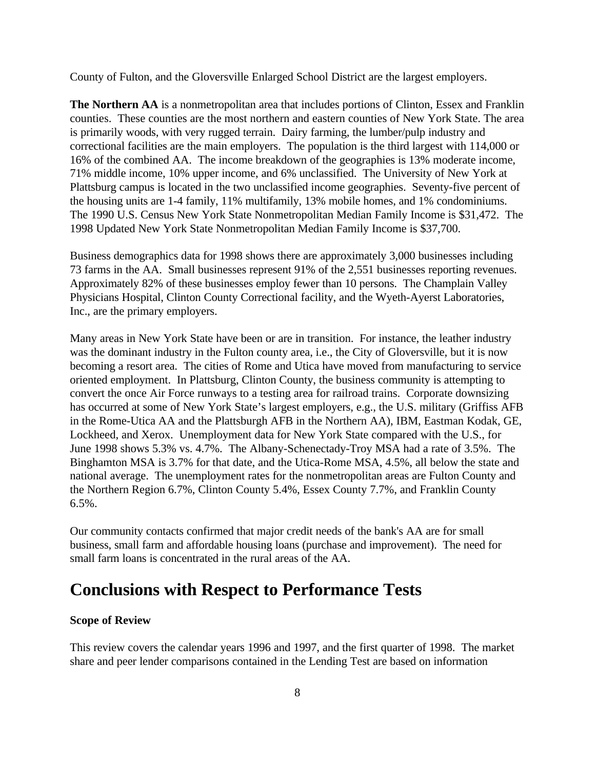County of Fulton, and the Gloversville Enlarged School District are the largest employers.

**The Northern AA** is a nonmetropolitan area that includes portions of Clinton, Essex and Franklin counties. These counties are the most northern and eastern counties of New York State. The area is primarily woods, with very rugged terrain. Dairy farming, the lumber/pulp industry and correctional facilities are the main employers. The population is the third largest with 114,000 or 16% of the combined AA. The income breakdown of the geographies is 13% moderate income, 71% middle income, 10% upper income, and 6% unclassified. The University of New York at Plattsburg campus is located in the two unclassified income geographies. Seventy-five percent of the housing units are 1-4 family, 11% multifamily, 13% mobile homes, and 1% condominiums. The 1990 U.S. Census New York State Nonmetropolitan Median Family Income is $31,472. The 1998 Updated New York State Nonmetropolitan Median Family Income is $37,700.

Business demographics data for 1998 shows there are approximately 3,000 businesses including 73 farms in the AA. Small businesses represent 91% of the 2,551 businesses reporting revenues. Approximately 82% of these businesses employ fewer than 10 persons. The Champlain Valley Physicians Hospital, Clinton County Correctional facility, and the Wyeth-Ayerst Laboratories, Inc., are the primary employers.

Many areas in New York State have been or are in transition. For instance, the leather industry was the dominant industry in the Fulton county area, i.e., the City of Gloversville, but it is now becoming a resort area. The cities of Rome and Utica have moved from manufacturing to service oriented employment. In Plattsburg, Clinton County, the business community is attempting to convert the once Air Force runways to a testing area for railroad trains. Corporate downsizing has occurred at some of New York State's largest employers, e.g., the U.S. military (Griffiss AFB in the Rome-Utica AA and the Plattsburgh AFB in the Northern AA), IBM, Eastman Kodak, GE, Lockheed, and Xerox. Unemployment data for New York State compared with the U.S., for June 1998 shows 5.3% vs. 4.7%. The Albany-Schenectady-Troy MSA had a rate of 3.5%. The Binghamton MSA is 3.7% for that date, and the Utica-Rome MSA, 4.5%, all below the state and national average. The unemployment rates for the nonmetropolitan areas are Fulton County and the Northern Region 6.7%, Clinton County 5.4%, Essex County 7.7%, and Franklin County 6.5%.

Our community contacts confirmed that major credit needs of the bank's AA are for small business, small farm and affordable housing loans (purchase and improvement). The need for small farm loans is concentrated in the rural areas of the AA.

# Conclusions with Respect to Performance Tests

**Scope of Review**

This review covers the calendar years 1996 and 1997, and the first quarter of 1998. The market share and peer lender comparisons contained in the Lending Test are based on information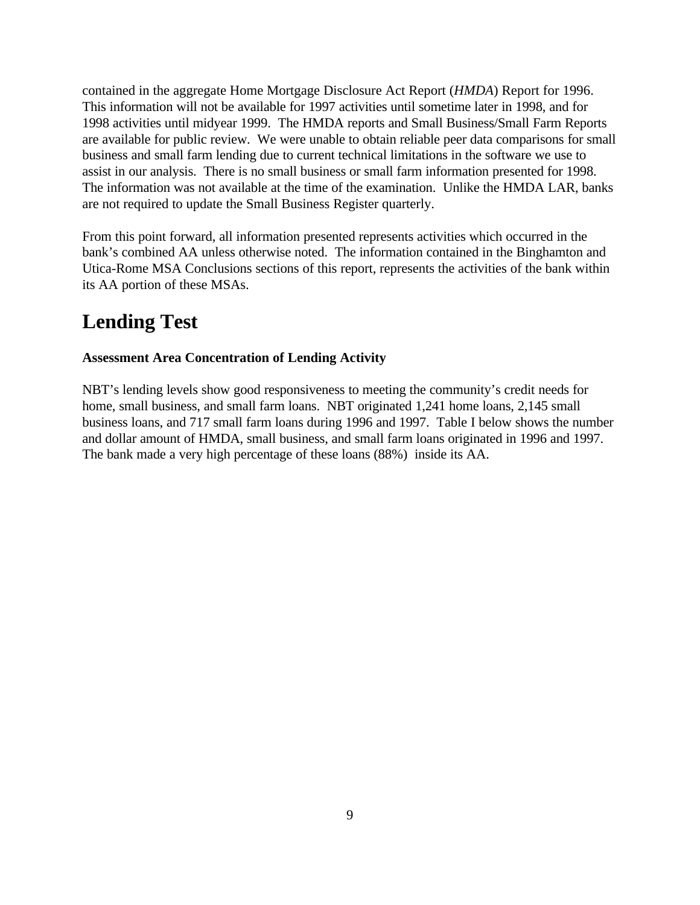contained in the aggregate Home Mortgage Disclosure Act Report (*HMDA*) Report for 1996. This information will not be available for 1997 activities until sometime later in 1998, and for 1998 activities until midyear 1999. The HMDA reports and Small Business/Small Farm Reports are available for public review. We were unable to obtain reliable peer data comparisons for small business and small farm lending due to current technical limitations in the software we use to assist in our analysis. There is no small business or small farm information presented for 1998. The information was not available at the time of the examination. Unlike the HMDA LAR, banks are not required to update the Small Business Register quarterly.

From this point forward, all information presented represents activities which occurred in the bank's combined AA unless otherwise noted. The information contained in the Binghamton and Utica-Rome MSA Conclusions sections of this report, represents the activities of the bank within its AA portion of these MSAs.

# Lending Test

**Assessment Area Concentration of Lending Activity**

NBT's lending levels show good responsiveness to meeting the community's credit needs for home, small business, and small farm loans. NBT originated 1,241 home loans, 2,145 small business loans, and 717 small farm loans during 1996 and 1997. Table I below shows the number and dollar amount of HMDA, small business, and small farm loans originated in 1996 and 1997. The bank made a very high percentage of these loans (88%) inside its AA.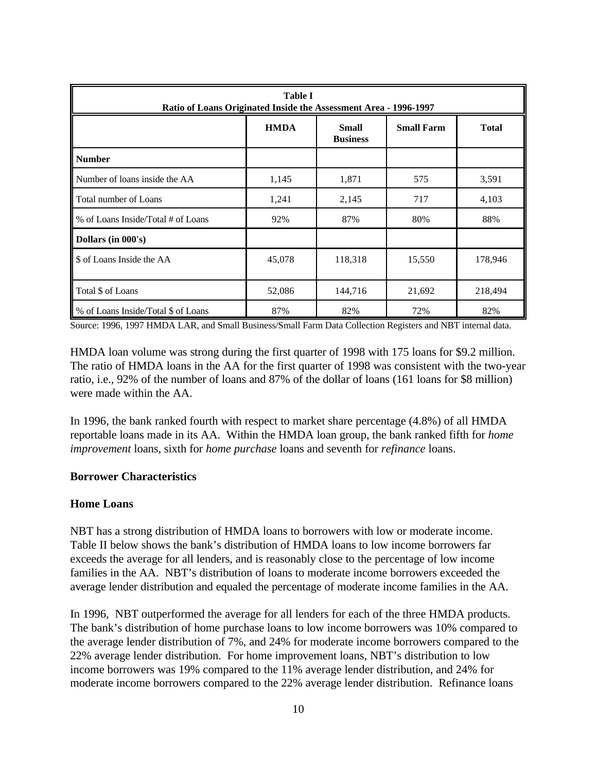| **Table I**<br>**Ratio of Loans Originated Inside the Assessment Area - 1996-1997** | | | | |
|---|---|---|---|---|
| | **HMDA** | **Small Business** | **Small Farm** | **Total** |
| **Number** | | | | |
| Number of loans inside the AA | 1,145 | 1,871 | 575 | 3,591 |
| Total number of Loans | 1,241 | 2,145 | 717 | 4,103 |
| % of Loans Inside/Total # of Loans | 92% | 87% | 80% | 88% |
| **Dollars (in 000's)** | | | | |
| $ of Loans Inside the AA | 45,078 | 118,318 | 15,550 | 178,946 |
| Total $ of Loans | 52,086 | 144,716 | 21,692 | 218,494 |
| % of Loans Inside/Total $ of Loans | 87% | 82% | 72% | 82% |

Source: 1996, 1997 HMDA LAR, and Small Business/Small Farm Data Collection Registers and NBT internal data.

HMDA loan volume was strong during the first quarter of 1998 with 175 loans for $9.2 million. The ratio of HMDA loans in the AA for the first quarter of 1998 was consistent with the two-year ratio, i.e., 92% of the number of loans and 87% of the dollar of loans (161 loans for $8 million) were made within the AA.

In 1996, the bank ranked fourth with respect to market share percentage (4.8%) of all HMDA reportable loans made in its AA. Within the HMDA loan group, the bank ranked fifth for *home improvement* loans, sixth for *home purchase* loans and seventh for *refinance* loans.

### Borrower Characteristics

### Home Loans

NBT has a strong distribution of HMDA loans to borrowers with low or moderate income. Table II below shows the bank's distribution of HMDA loans to low income borrowers far exceeds the average for all lenders, and is reasonably close to the percentage of low income families in the AA. NBT's distribution of loans to moderate income borrowers exceeded the average lender distribution and equaled the percentage of moderate income families in the AA.

In 1996, NBT outperformed the average for all lenders for each of the three HMDA products. The bank's distribution of home purchase loans to low income borrowers was 10% compared to the average lender distribution of 7%, and 24% for moderate income borrowers compared to the 22% average lender distribution. For home improvement loans, NBT's distribution to low income borrowers was 19% compared to the 11% average lender distribution, and 24% for moderate income borrowers compared to the 22% average lender distribution. Refinance loans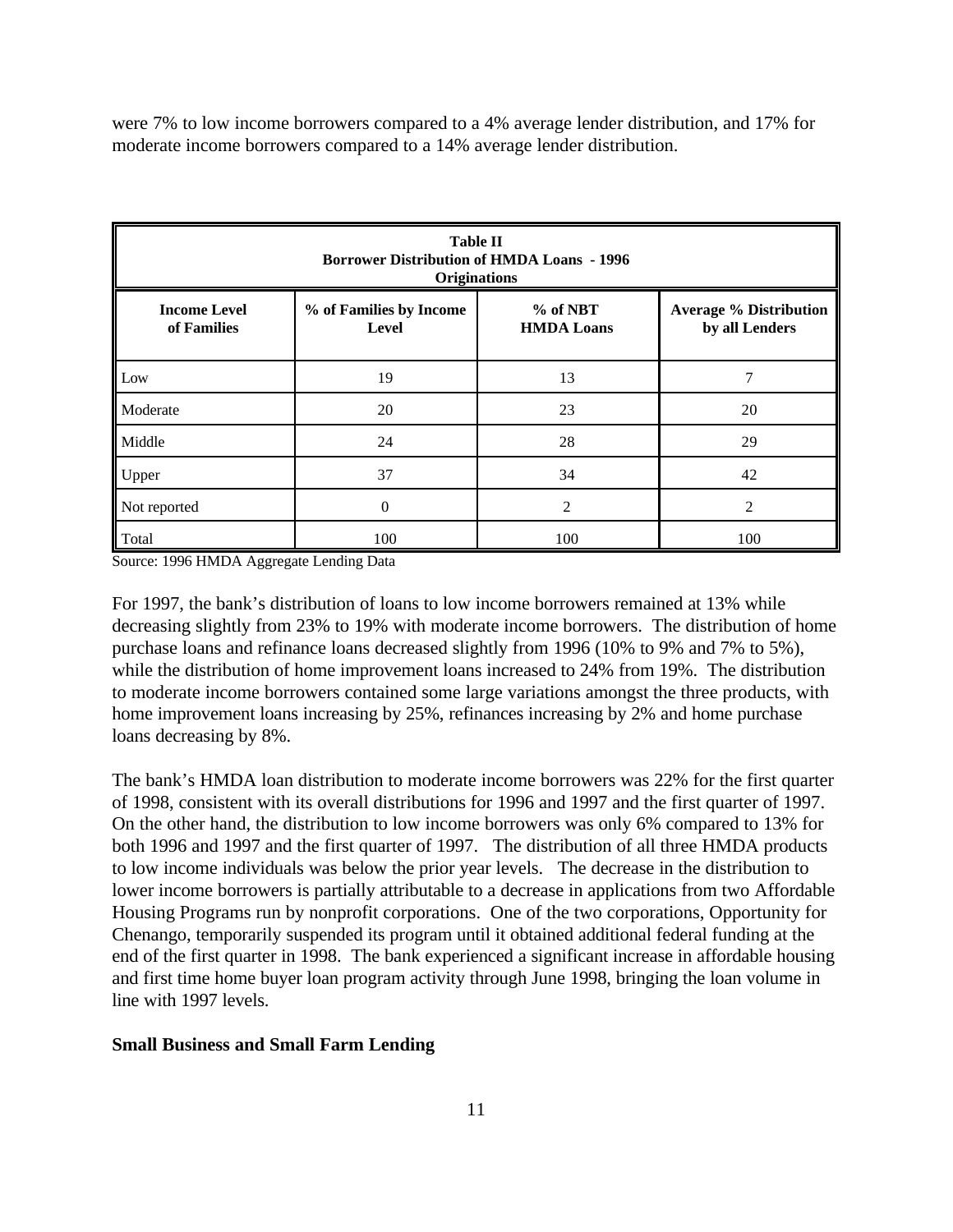were 7% to low income borrowers compared to a 4% average lender distribution, and 17% for moderate income borrowers compared to a 14% average lender distribution.

**Table II**
**Borrower Distribution of HMDA Loans - 1996 Originations**

| Income Level of Families | % of Families by Income Level | % of NBT HMDA Loans | Average % Distribution by all Lenders |
|---|---|---|---|
| Low | 19 | 13 | 7 |
| Moderate | 20 | 23 | 20 |
| Middle | 24 | 28 | 29 |
| Upper | 37 | 34 | 42 |
| Not reported | 0 | 2 | 2 |
| Total | 100 | 100 | 100 |

Source: 1996 HMDA Aggregate Lending Data

For 1997, the bank's distribution of loans to low income borrowers remained at 13% while decreasing slightly from 23% to 19% with moderate income borrowers. The distribution of home purchase loans and refinance loans decreased slightly from 1996 (10% to 9% and 7% to 5%), while the distribution of home improvement loans increased to 24% from 19%. The distribution to moderate income borrowers contained some large variations amongst the three products, with home improvement loans increasing by 25%, refinances increasing by 2% and home purchase loans decreasing by 8%.

The bank's HMDA loan distribution to moderate income borrowers was 22% for the first quarter of 1998, consistent with its overall distributions for 1996 and 1997 and the first quarter of 1997. On the other hand, the distribution to low income borrowers was only 6% compared to 13% for both 1996 and 1997 and the first quarter of 1997. The distribution of all three HMDA products to low income individuals was below the prior year levels. The decrease in the distribution to lower income borrowers is partially attributable to a decrease in applications from two Affordable Housing Programs run by nonprofit corporations. One of the two corporations, Opportunity for Chenango, temporarily suspended its program until it obtained additional federal funding at the end of the first quarter in 1998. The bank experienced a significant increase in affordable housing and first time home buyer loan program activity through June 1998, bringing the loan volume in line with 1997 levels.

**Small Business and Small Farm Lending**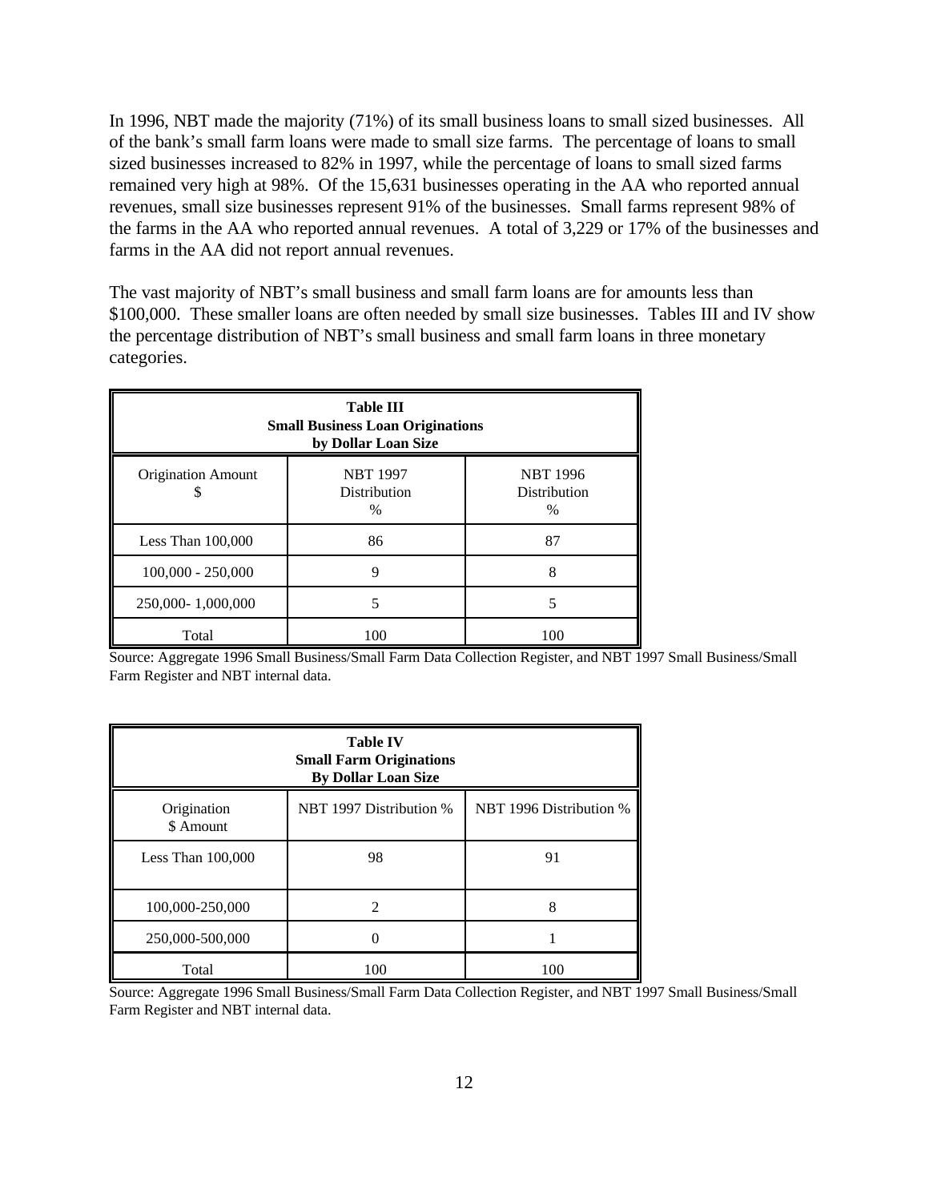In 1996, NBT made the majority (71%) of its small business loans to small sized businesses. All of the bank's small farm loans were made to small size farms. The percentage of loans to small sized businesses increased to 82% in 1997, while the percentage of loans to small sized farms remained very high at 98%. Of the 15,631 businesses operating in the AA who reported annual revenues, small size businesses represent 91% of the businesses. Small farms represent 98% of the farms in the AA who reported annual revenues. A total of 3,229 or 17% of the businesses and farms in the AA did not report annual revenues.

The vast majority of NBT's small business and small farm loans are for amounts less than $100,000. These smaller loans are often needed by small size businesses. Tables III and IV show the percentage distribution of NBT's small business and small farm loans in three monetary categories.

**Table III**
**Small Business Loan Originations**
**by Dollar Loan Size**

| Origination Amount $ | NBT 1997 Distribution % | NBT 1996 Distribution % |
|---|---|---|
| Less Than 100,000 | 86 | 87 |
| 100,000 - 250,000 | 9 | 8 |
| 250,000- 1,000,000 | 5 | 5 |
| Total | 100 | 100 |

Source: Aggregate 1996 Small Business/Small Farm Data Collection Register, and NBT 1997 Small Business/Small Farm Register and NBT internal data.

**Table IV**
**Small Farm Originations**
**By Dollar Loan Size**

| Origination $ Amount | NBT 1997 Distribution % | NBT 1996 Distribution % |
|---|---|---|
| Less Than 100,000 | 98 | 91 |
| 100,000-250,000 | 2 | 8 |
| 250,000-500,000 | 0 | 1 |
| Total | 100 | 100 |

Source: Aggregate 1996 Small Business/Small Farm Data Collection Register, and NBT 1997 Small Business/Small Farm Register and NBT internal data.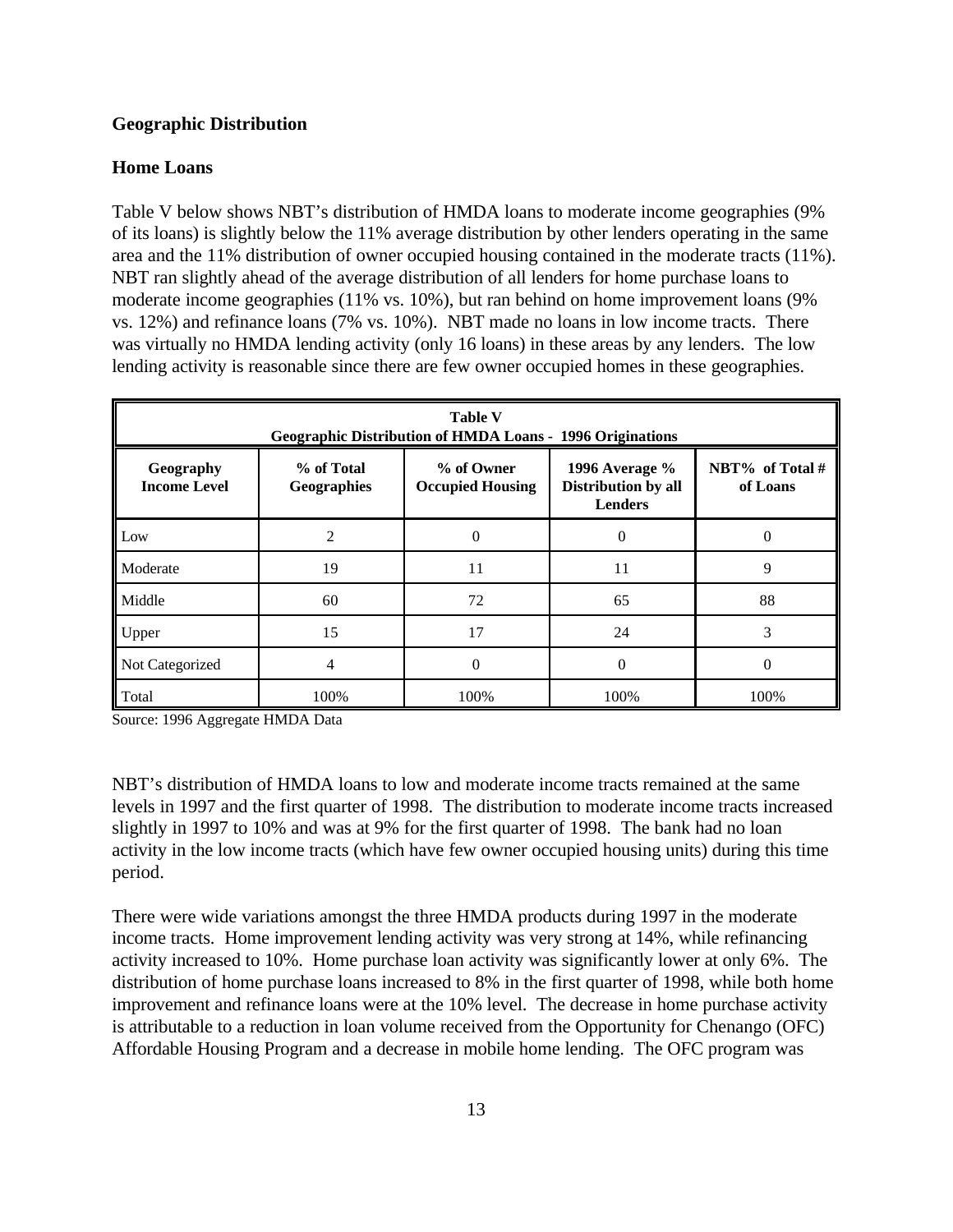### Geographic Distribution

### Home Loans

Table V below shows NBT's distribution of HMDA loans to moderate income geographies (9% of its loans) is slightly below the 11% average distribution by other lenders operating in the same area and the 11% distribution of owner occupied housing contained in the moderate tracts (11%). NBT ran slightly ahead of the average distribution of all lenders for home purchase loans to moderate income geographies (11% vs. 10%), but ran behind on home improvement loans (9% vs. 12%) and refinance loans (7% vs. 10%). NBT made no loans in low income tracts. There was virtually no HMDA lending activity (only 16 loans) in these areas by any lenders. The low lending activity is reasonable since there are few owner occupied homes in these geographies.

**Table V**
**Geographic Distribution of HMDA Loans - 1996 Originations**

| Geography Income Level | % of Total Geographies | % of Owner Occupied Housing | 1996 Average % Distribution by all Lenders | NBT% of Total # of Loans |
|---|---|---|---|---|
| Low | 2 | 0 | 0 | 0 |
| Moderate | 19 | 11 | 11 | 9 |
| Middle | 60 | 72 | 65 | 88 |
| Upper | 15 | 17 | 24 | 3 |
| Not Categorized | 4 | 0 | 0 | 0 |
| Total | 100% | 100% | 100% | 100% |

Source: 1996 Aggregate HMDA Data

NBT's distribution of HMDA loans to low and moderate income tracts remained at the same levels in 1997 and the first quarter of 1998. The distribution to moderate income tracts increased slightly in 1997 to 10% and was at 9% for the first quarter of 1998. The bank had no loan activity in the low income tracts (which have few owner occupied housing units) during this time period.

There were wide variations amongst the three HMDA products during 1997 in the moderate income tracts. Home improvement lending activity was very strong at 14%, while refinancing activity increased to 10%. Home purchase loan activity was significantly lower at only 6%. The distribution of home purchase loans increased to 8% in the first quarter of 1998, while both home improvement and refinance loans were at the 10% level. The decrease in home purchase activity is attributable to a reduction in loan volume received from the Opportunity for Chenango (OFC) Affordable Housing Program and a decrease in mobile home lending. The OFC program was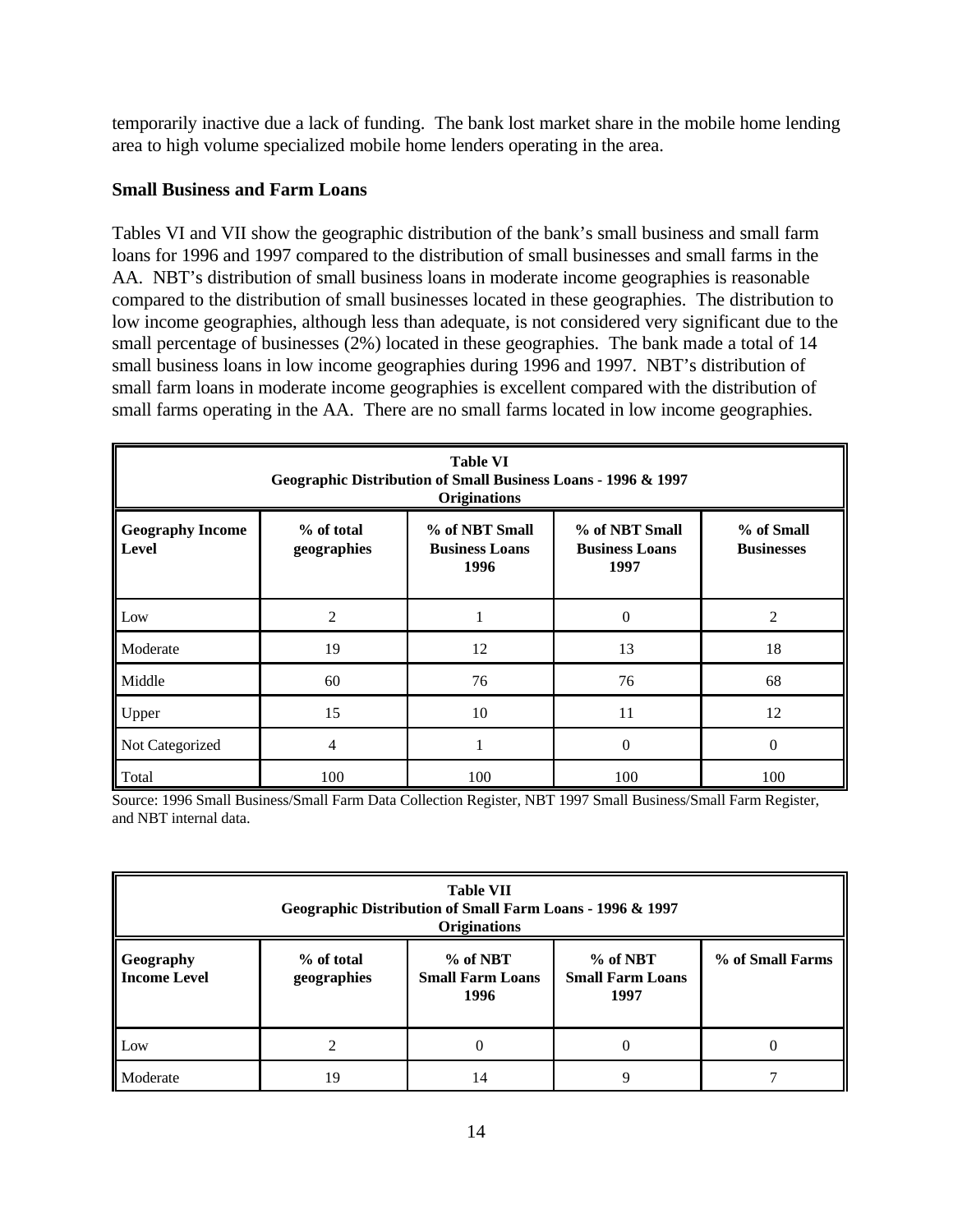temporarily inactive due a lack of funding. The bank lost market share in the mobile home lending area to high volume specialized mobile home lenders operating in the area.

**Small Business and Farm Loans**

Tables VI and VII show the geographic distribution of the bank's small business and small farm loans for 1996 and 1997 compared to the distribution of small businesses and small farms in the AA. NBT's distribution of small business loans in moderate income geographies is reasonable compared to the distribution of small businesses located in these geographies. The distribution to low income geographies, although less than adequate, is not considered very significant due to the small percentage of businesses (2%) located in these geographies. The bank made a total of 14 small business loans in low income geographies during 1996 and 1997. NBT's distribution of small farm loans in moderate income geographies is excellent compared with the distribution of small farms operating in the AA. There are no small farms located in low income geographies.

**Table VI**
**Geographic Distribution of Small Business Loans - 1996 & 1997 Originations**

| Geography Income Level | % of total geographies | % of NBT Small Business Loans 1996 | % of NBT Small Business Loans 1997 | % of Small Businesses |
|---|---|---|---|---|
| Low | 2 | 1 | 0 | 2 |
| Moderate | 19 | 12 | 13 | 18 |
| Middle | 60 | 76 | 76 | 68 |
| Upper | 15 | 10 | 11 | 12 |
| Not Categorized | 4 | 1 | 0 | 0 |
| Total | 100 | 100 | 100 | 100 |

Source: 1996 Small Business/Small Farm Data Collection Register, NBT 1997 Small Business/Small Farm Register, and NBT internal data.

**Table VII**
**Geographic Distribution of Small Farm Loans - 1996 & 1997 Originations**

| Geography Income Level | % of total geographies | % of NBT Small Farm Loans 1996 | % of NBT Small Farm Loans 1997 | % of Small Farms |
|---|---|---|---|---|
| Low | 2 | 0 | 0 | 0 |
| Moderate | 19 | 14 | 9 | 7 |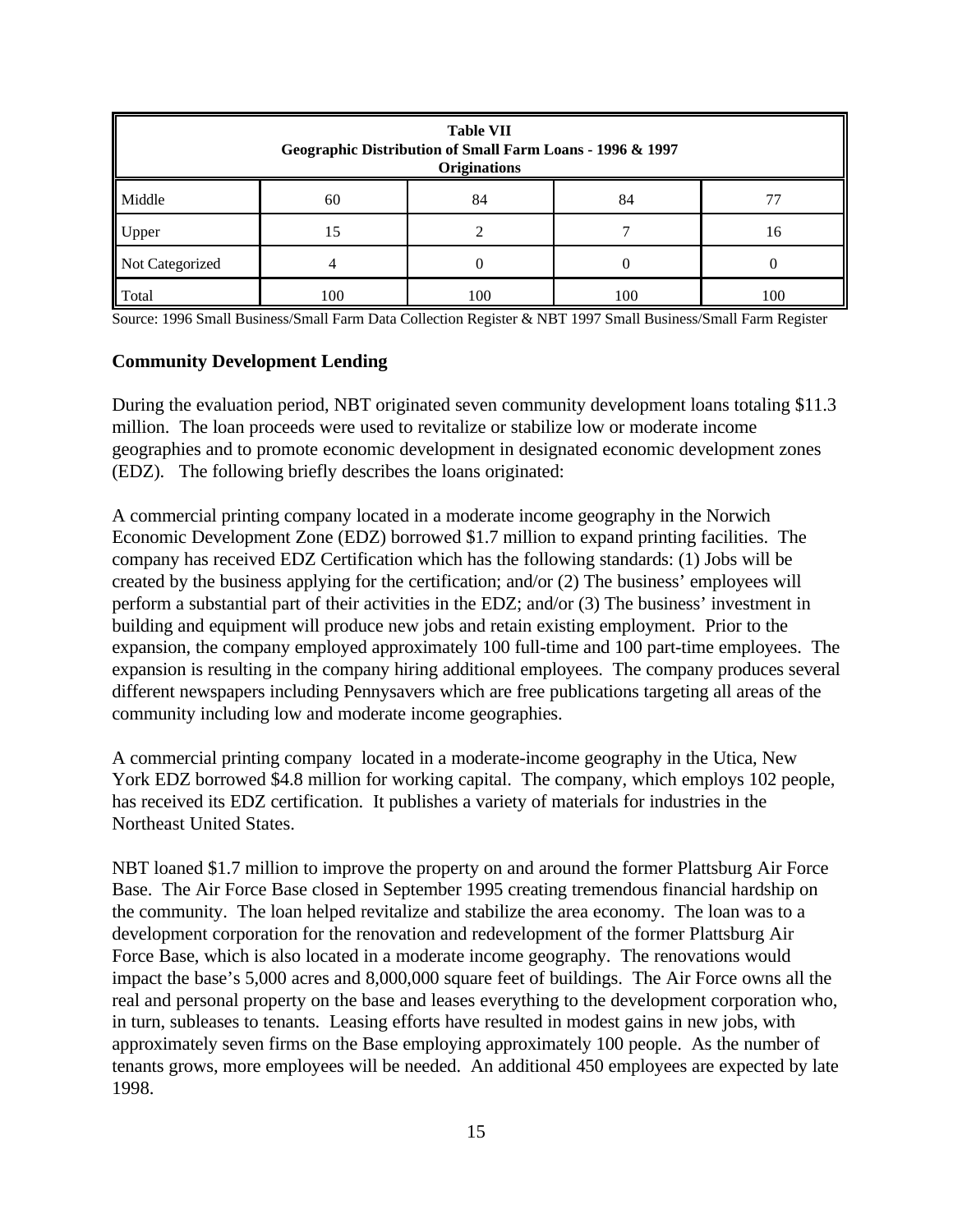| Table VII<br>Geographic Distribution of Small Farm Loans - 1996 & 1997<br>Originations | | | | |
|---|---|---|---|---|
| Middle | 60 | 84 | 84 | 77 |
| Upper | 15 | 2 | 7 | 16 |
| Not Categorized | 4 | 0 | 0 | 0 |
| Total | 100 | 100 | 100 | 100 |

Source: 1996 Small Business/Small Farm Data Collection Register & NBT 1997 Small Business/Small Farm Register

**Community Development Lending**

During the evaluation period, NBT originated seven community development loans totaling $11.3 million. The loan proceeds were used to revitalize or stabilize low or moderate income geographies and to promote economic development in designated economic development zones (EDZ). The following briefly describes the loans originated:

A commercial printing company located in a moderate income geography in the Norwich Economic Development Zone (EDZ) borrowed $1.7 million to expand printing facilities. The company has received EDZ Certification which has the following standards: (1) Jobs will be created by the business applying for the certification; and/or (2) The business' employees will perform a substantial part of their activities in the EDZ; and/or (3) The business' investment in building and equipment will produce new jobs and retain existing employment. Prior to the expansion, the company employed approximately 100 full-time and 100 part-time employees. The expansion is resulting in the company hiring additional employees. The company produces several different newspapers including Pennysavers which are free publications targeting all areas of the community including low and moderate income geographies.

A commercial printing company located in a moderate-income geography in the Utica, New York EDZ borrowed $4.8 million for working capital. The company, which employs 102 people, has received its EDZ certification. It publishes a variety of materials for industries in the Northeast United States.

NBT loaned $1.7 million to improve the property on and around the former Plattsburg Air Force Base. The Air Force Base closed in September 1995 creating tremendous financial hardship on the community. The loan helped revitalize and stabilize the area economy. The loan was to a development corporation for the renovation and redevelopment of the former Plattsburg Air Force Base, which is also located in a moderate income geography. The renovations would impact the base's 5,000 acres and 8,000,000 square feet of buildings. The Air Force owns all the real and personal property on the base and leases everything to the development corporation who, in turn, subleases to tenants. Leasing efforts have resulted in modest gains in new jobs, with approximately seven firms on the Base employing approximately 100 people. As the number of tenants grows, more employees will be needed. An additional 450 employees are expected by late 1998.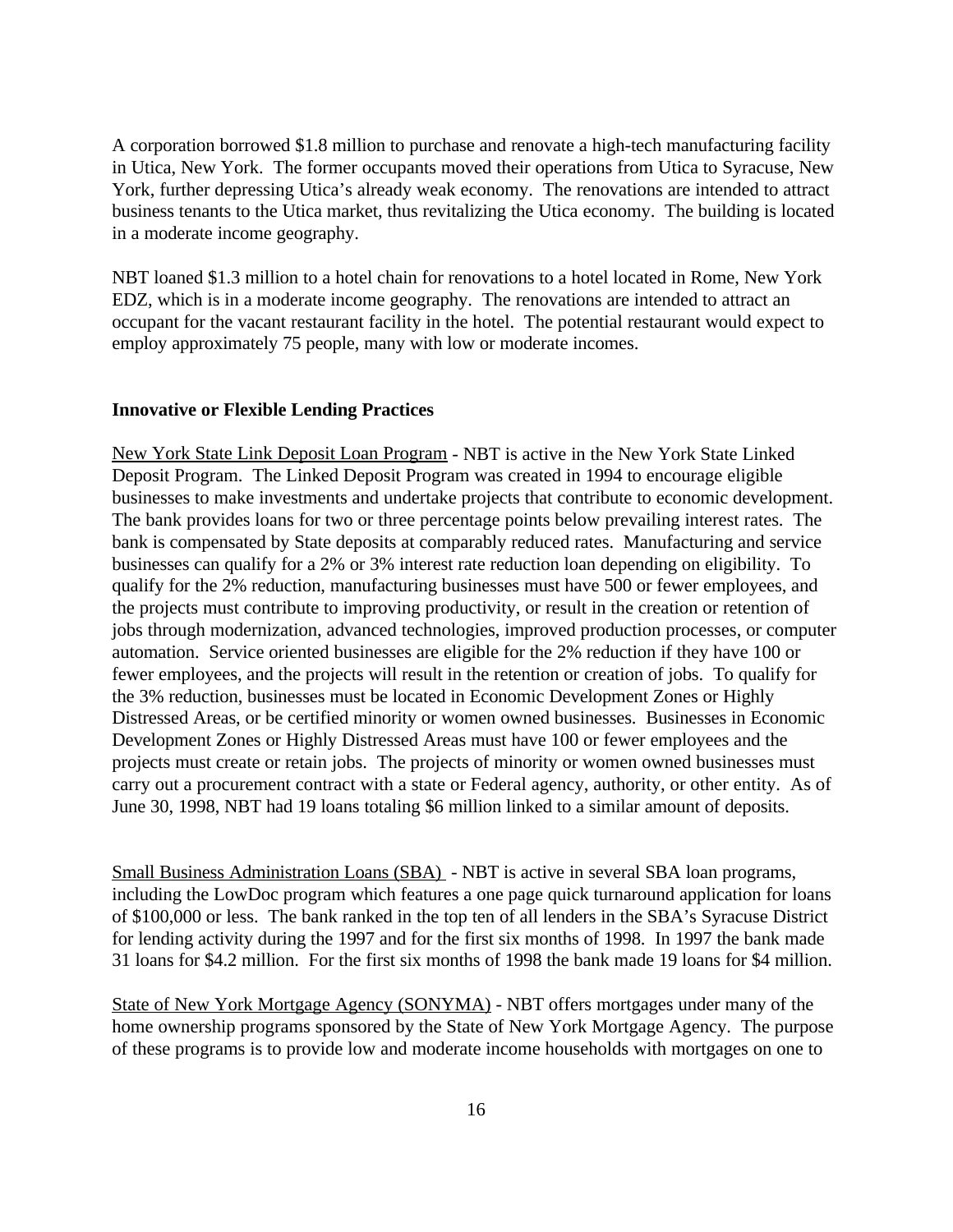A corporation borrowed $1.8 million to purchase and renovate a high-tech manufacturing facility in Utica, New York. The former occupants moved their operations from Utica to Syracuse, New York, further depressing Utica's already weak economy. The renovations are intended to attract business tenants to the Utica market, thus revitalizing the Utica economy. The building is located in a moderate income geography.

NBT loaned $1.3 million to a hotel chain for renovations to a hotel located in Rome, New York EDZ, which is in a moderate income geography. The renovations are intended to attract an occupant for the vacant restaurant facility in the hotel. The potential restaurant would expect to employ approximately 75 people, many with low or moderate incomes.

**Innovative or Flexible Lending Practices**

New York State Link Deposit Loan Program - NBT is active in the New York State Linked Deposit Program. The Linked Deposit Program was created in 1994 to encourage eligible businesses to make investments and undertake projects that contribute to economic development. The bank provides loans for two or three percentage points below prevailing interest rates. The bank is compensated by State deposits at comparably reduced rates. Manufacturing and service businesses can qualify for a 2% or 3% interest rate reduction loan depending on eligibility. To qualify for the 2% reduction, manufacturing businesses must have 500 or fewer employees, and the projects must contribute to improving productivity, or result in the creation or retention of jobs through modernization, advanced technologies, improved production processes, or computer automation. Service oriented businesses are eligible for the 2% reduction if they have 100 or fewer employees, and the projects will result in the retention or creation of jobs. To qualify for the 3% reduction, businesses must be located in Economic Development Zones or Highly Distressed Areas, or be certified minority or women owned businesses. Businesses in Economic Development Zones or Highly Distressed Areas must have 100 or fewer employees and the projects must create or retain jobs. The projects of minority or women owned businesses must carry out a procurement contract with a state or Federal agency, authority, or other entity. As of June 30, 1998, NBT had 19 loans totaling $6 million linked to a similar amount of deposits.

Small Business Administration Loans (SBA) - NBT is active in several SBA loan programs, including the LowDoc program which features a one page quick turnaround application for loans of $100,000 or less. The bank ranked in the top ten of all lenders in the SBA's Syracuse District for lending activity during the 1997 and for the first six months of 1998. In 1997 the bank made 31 loans for $4.2 million. For the first six months of 1998 the bank made 19 loans for $4 million.

State of New York Mortgage Agency (SONYMA) - NBT offers mortgages under many of the home ownership programs sponsored by the State of New York Mortgage Agency. The purpose of these programs is to provide low and moderate income households with mortgages on one to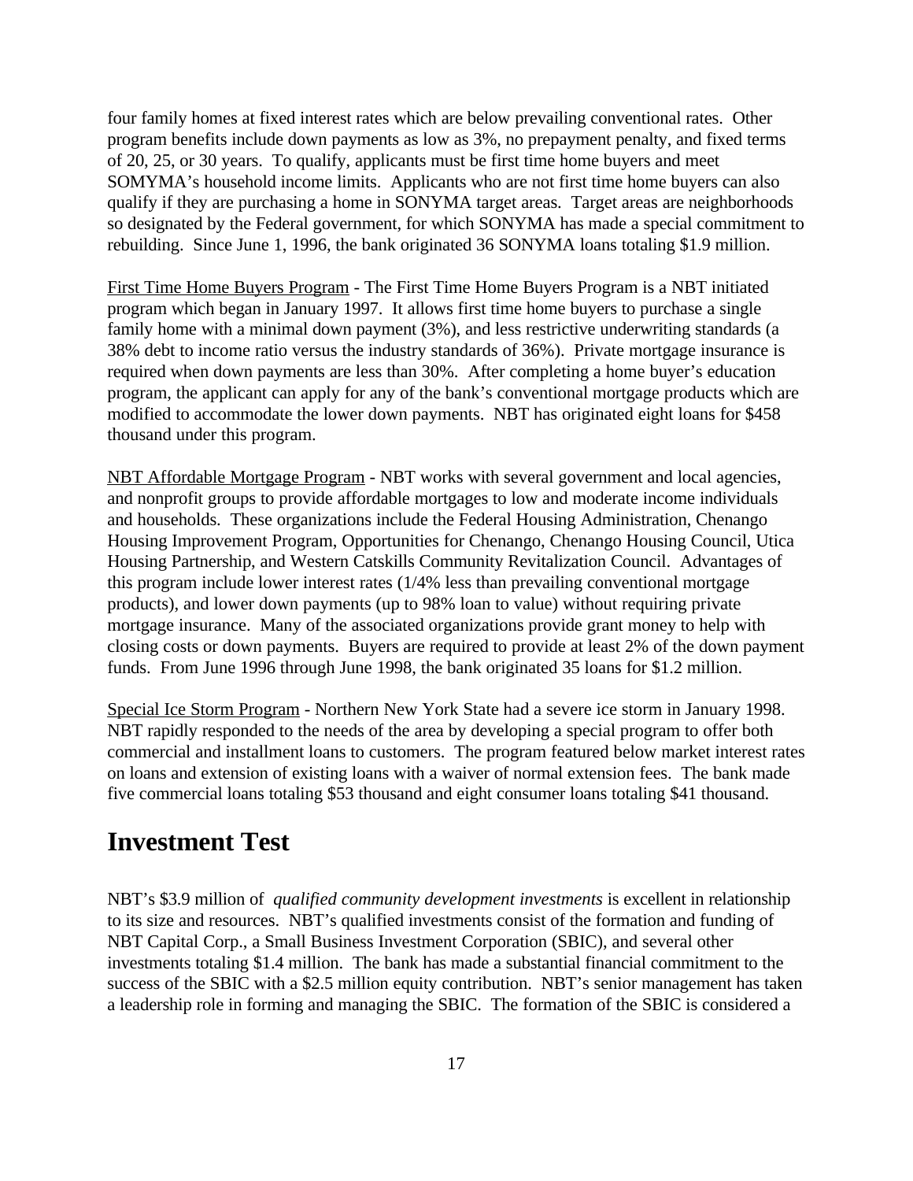four family homes at fixed interest rates which are below prevailing conventional rates. Other program benefits include down payments as low as 3%, no prepayment penalty, and fixed terms of 20, 25, or 30 years. To qualify, applicants must be first time home buyers and meet SOMYMA's household income limits. Applicants who are not first time home buyers can also qualify if they are purchasing a home in SONYMA target areas. Target areas are neighborhoods so designated by the Federal government, for which SONYMA has made a special commitment to rebuilding. Since June 1, 1996, the bank originated 36 SONYMA loans totaling $1.9 million.

First Time Home Buyers Program - The First Time Home Buyers Program is a NBT initiated program which began in January 1997. It allows first time home buyers to purchase a single family home with a minimal down payment (3%), and less restrictive underwriting standards (a 38% debt to income ratio versus the industry standards of 36%). Private mortgage insurance is required when down payments are less than 30%. After completing a home buyer's education program, the applicant can apply for any of the bank's conventional mortgage products which are modified to accommodate the lower down payments. NBT has originated eight loans for $458 thousand under this program.

NBT Affordable Mortgage Program - NBT works with several government and local agencies, and nonprofit groups to provide affordable mortgages to low and moderate income individuals and households. These organizations include the Federal Housing Administration, Chenango Housing Improvement Program, Opportunities for Chenango, Chenango Housing Council, Utica Housing Partnership, and Western Catskills Community Revitalization Council. Advantages of this program include lower interest rates (1/4% less than prevailing conventional mortgage products), and lower down payments (up to 98% loan to value) without requiring private mortgage insurance. Many of the associated organizations provide grant money to help with closing costs or down payments. Buyers are required to provide at least 2% of the down payment funds. From June 1996 through June 1998, the bank originated 35 loans for $1.2 million.

Special Ice Storm Program - Northern New York State had a severe ice storm in January 1998. NBT rapidly responded to the needs of the area by developing a special program to offer both commercial and installment loans to customers. The program featured below market interest rates on loans and extension of existing loans with a waiver of normal extension fees. The bank made five commercial loans totaling $53 thousand and eight consumer loans totaling $41 thousand.

# Investment Test

NBT's $3.9 million of *qualified community development investments* is excellent in relationship to its size and resources. NBT's qualified investments consist of the formation and funding of NBT Capital Corp., a Small Business Investment Corporation (SBIC), and several other investments totaling $1.4 million. The bank has made a substantial financial commitment to the success of the SBIC with a $2.5 million equity contribution. NBT's senior management has taken a leadership role in forming and managing the SBIC. The formation of the SBIC is considered a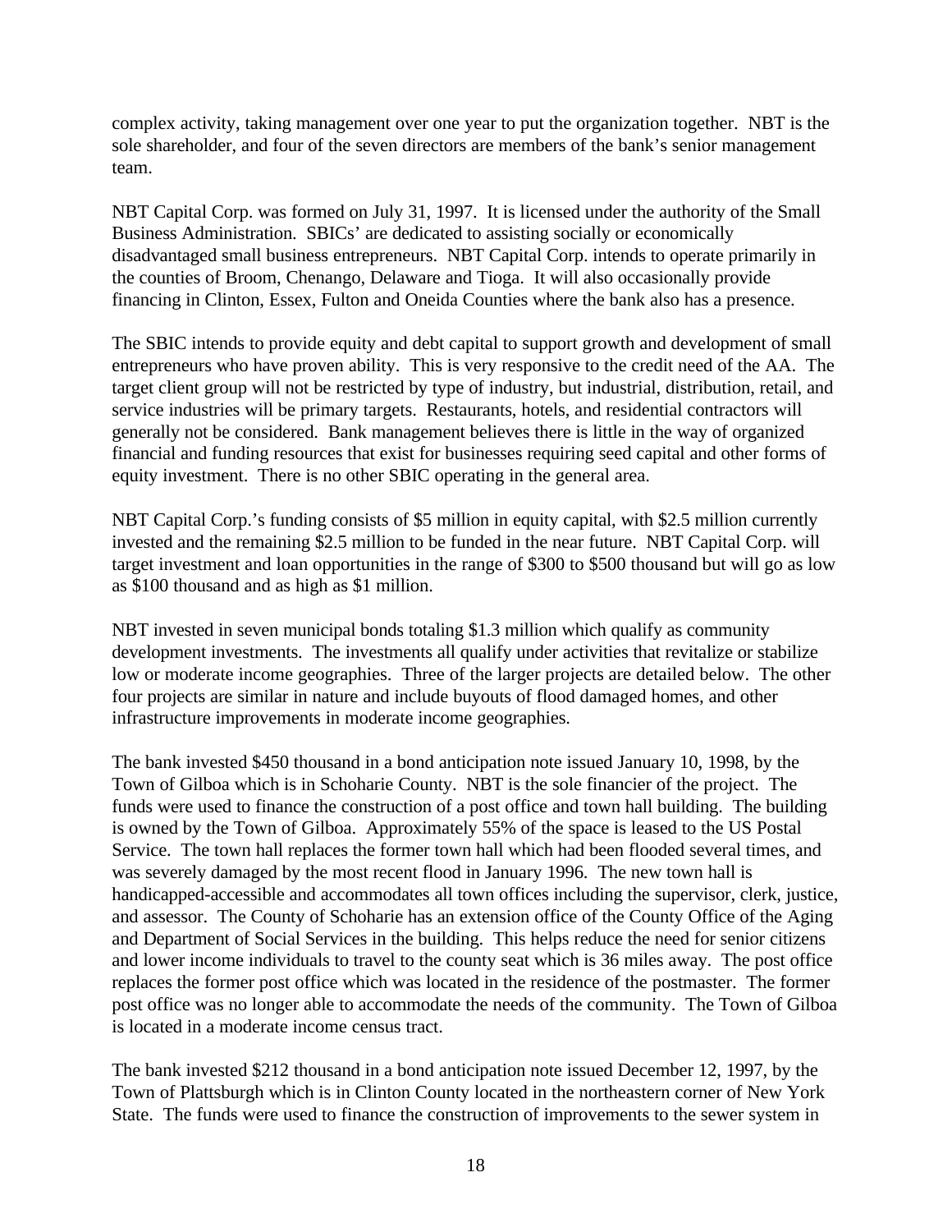complex activity, taking management over one year to put the organization together. NBT is the sole shareholder, and four of the seven directors are members of the bank's senior management team.

NBT Capital Corp. was formed on July 31, 1997. It is licensed under the authority of the Small Business Administration. SBICs' are dedicated to assisting socially or economically disadvantaged small business entrepreneurs. NBT Capital Corp. intends to operate primarily in the counties of Broom, Chenango, Delaware and Tioga. It will also occasionally provide financing in Clinton, Essex, Fulton and Oneida Counties where the bank also has a presence.

The SBIC intends to provide equity and debt capital to support growth and development of small entrepreneurs who have proven ability. This is very responsive to the credit need of the AA. The target client group will not be restricted by type of industry, but industrial, distribution, retail, and service industries will be primary targets. Restaurants, hotels, and residential contractors will generally not be considered. Bank management believes there is little in the way of organized financial and funding resources that exist for businesses requiring seed capital and other forms of equity investment. There is no other SBIC operating in the general area.

NBT Capital Corp.'s funding consists of $5 million in equity capital, with $2.5 million currently invested and the remaining $2.5 million to be funded in the near future. NBT Capital Corp. will target investment and loan opportunities in the range of $300 to $500 thousand but will go as low as $100 thousand and as high as $1 million.

NBT invested in seven municipal bonds totaling $1.3 million which qualify as community development investments. The investments all qualify under activities that revitalize or stabilize low or moderate income geographies. Three of the larger projects are detailed below. The other four projects are similar in nature and include buyouts of flood damaged homes, and other infrastructure improvements in moderate income geographies.

The bank invested $450 thousand in a bond anticipation note issued January 10, 1998, by the Town of Gilboa which is in Schoharie County. NBT is the sole financier of the project. The funds were used to finance the construction of a post office and town hall building. The building is owned by the Town of Gilboa. Approximately 55% of the space is leased to the US Postal Service. The town hall replaces the former town hall which had been flooded several times, and was severely damaged by the most recent flood in January 1996. The new town hall is handicapped-accessible and accommodates all town offices including the supervisor, clerk, justice, and assessor. The County of Schoharie has an extension office of the County Office of the Aging and Department of Social Services in the building. This helps reduce the need for senior citizens and lower income individuals to travel to the county seat which is 36 miles away. The post office replaces the former post office which was located in the residence of the postmaster. The former post office was no longer able to accommodate the needs of the community. The Town of Gilboa is located in a moderate income census tract.

The bank invested $212 thousand in a bond anticipation note issued December 12, 1997, by the Town of Plattsburgh which is in Clinton County located in the northeastern corner of New York State. The funds were used to finance the construction of improvements to the sewer system in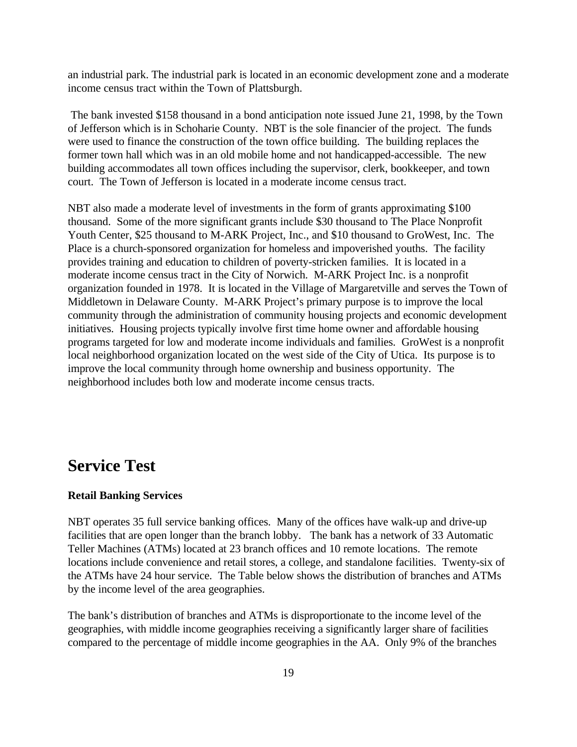an industrial park. The industrial park is located in an economic development zone and a moderate income census tract within the Town of Plattsburgh.

The bank invested $158 thousand in a bond anticipation note issued June 21, 1998, by the Town of Jefferson which is in Schoharie County. NBT is the sole financier of the project. The funds were used to finance the construction of the town office building. The building replaces the former town hall which was in an old mobile home and not handicapped-accessible. The new building accommodates all town offices including the supervisor, clerk, bookkeeper, and town court. The Town of Jefferson is located in a moderate income census tract.

NBT also made a moderate level of investments in the form of grants approximating $100 thousand. Some of the more significant grants include $30 thousand to The Place Nonprofit Youth Center, $25 thousand to M-ARK Project, Inc., and $10 thousand to GroWest, Inc. The Place is a church-sponsored organization for homeless and impoverished youths. The facility provides training and education to children of poverty-stricken families. It is located in a moderate income census tract in the City of Norwich. M-ARK Project Inc. is a nonprofit organization founded in 1978. It is located in the Village of Margaretville and serves the Town of Middletown in Delaware County. M-ARK Project's primary purpose is to improve the local community through the administration of community housing projects and economic development initiatives. Housing projects typically involve first time home owner and affordable housing programs targeted for low and moderate income individuals and families. GroWest is a nonprofit local neighborhood organization located on the west side of the City of Utica. Its purpose is to improve the local community through home ownership and business opportunity. The neighborhood includes both low and moderate income census tracts.

# Service Test

### Retail Banking Services

NBT operates 35 full service banking offices. Many of the offices have walk-up and drive-up facilities that are open longer than the branch lobby. The bank has a network of 33 Automatic Teller Machines (ATMs) located at 23 branch offices and 10 remote locations. The remote locations include convenience and retail stores, a college, and standalone facilities. Twenty-six of the ATMs have 24 hour service. The Table below shows the distribution of branches and ATMs by the income level of the area geographies.

The bank's distribution of branches and ATMs is disproportionate to the income level of the geographies, with middle income geographies receiving a significantly larger share of facilities compared to the percentage of middle income geographies in the AA. Only 9% of the branches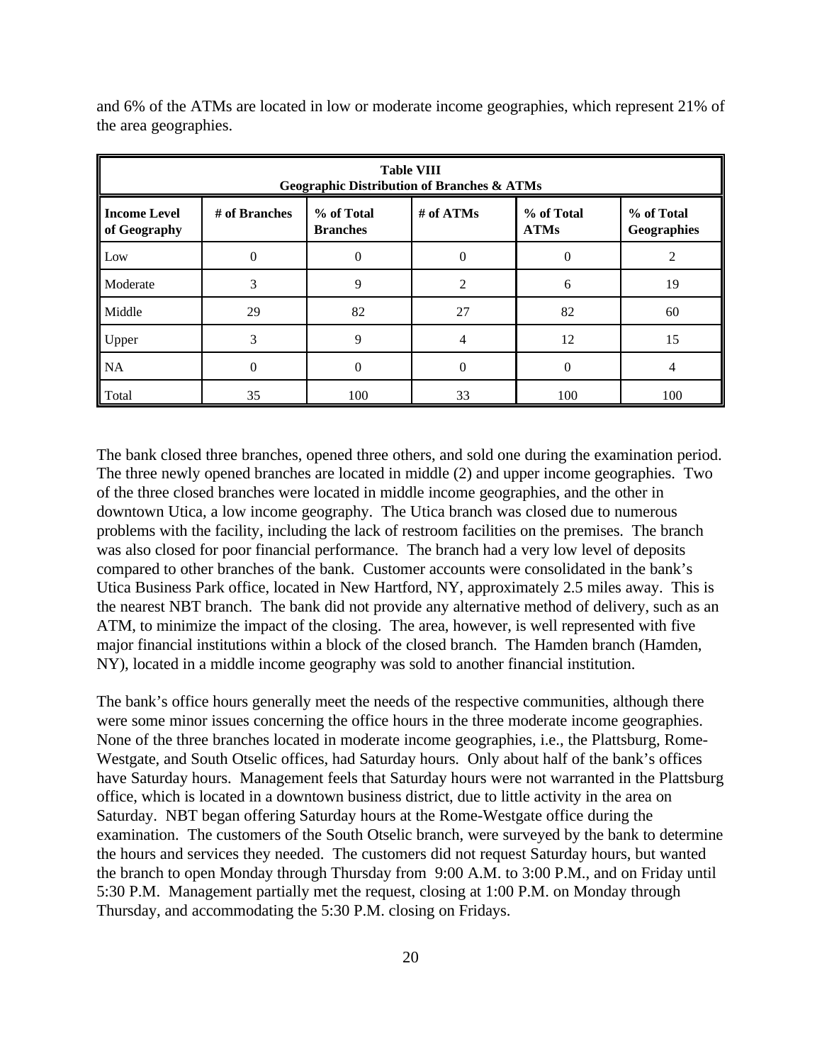and 6% of the ATMs are located in low or moderate income geographies, which represent 21% of the area geographies.

**Table VIII**
**Geographic Distribution of Branches & ATMs**

| Income Level of Geography | # of Branches | % of Total Branches | # of ATMs | % of Total ATMs | % of Total Geographies |
|---|---|---|---|---|---|
| Low | 0 | 0 | 0 | 0 | 2 |
| Moderate | 3 | 9 | 2 | 6 | 19 |
| Middle | 29 | 82 | 27 | 82 | 60 |
| Upper | 3 | 9 | 4 | 12 | 15 |
| NA | 0 | 0 | 0 | 0 | 4 |
| Total | 35 | 100 | 33 | 100 | 100 |

The bank closed three branches, opened three others, and sold one during the examination period. The three newly opened branches are located in middle (2) and upper income geographies. Two of the three closed branches were located in middle income geographies, and the other in downtown Utica, a low income geography. The Utica branch was closed due to numerous problems with the facility, including the lack of restroom facilities on the premises. The branch was also closed for poor financial performance. The branch had a very low level of deposits compared to other branches of the bank. Customer accounts were consolidated in the bank's Utica Business Park office, located in New Hartford, NY, approximately 2.5 miles away. This is the nearest NBT branch. The bank did not provide any alternative method of delivery, such as an ATM, to minimize the impact of the closing. The area, however, is well represented with five major financial institutions within a block of the closed branch. The Hamden branch (Hamden, NY), located in a middle income geography was sold to another financial institution.

The bank's office hours generally meet the needs of the respective communities, although there were some minor issues concerning the office hours in the three moderate income geographies. None of the three branches located in moderate income geographies, i.e., the Plattsburg, Rome-Westgate, and South Otselic offices, had Saturday hours. Only about half of the bank's offices have Saturday hours. Management feels that Saturday hours were not warranted in the Plattsburg office, which is located in a downtown business district, due to little activity in the area on Saturday. NBT began offering Saturday hours at the Rome-Westgate office during the examination. The customers of the South Otselic branch, were surveyed by the bank to determine the hours and services they needed. The customers did not request Saturday hours, but wanted the branch to open Monday through Thursday from 9:00 A.M. to 3:00 P.M., and on Friday until 5:30 P.M. Management partially met the request, closing at 1:00 P.M. on Monday through Thursday, and accommodating the 5:30 P.M. closing on Fridays.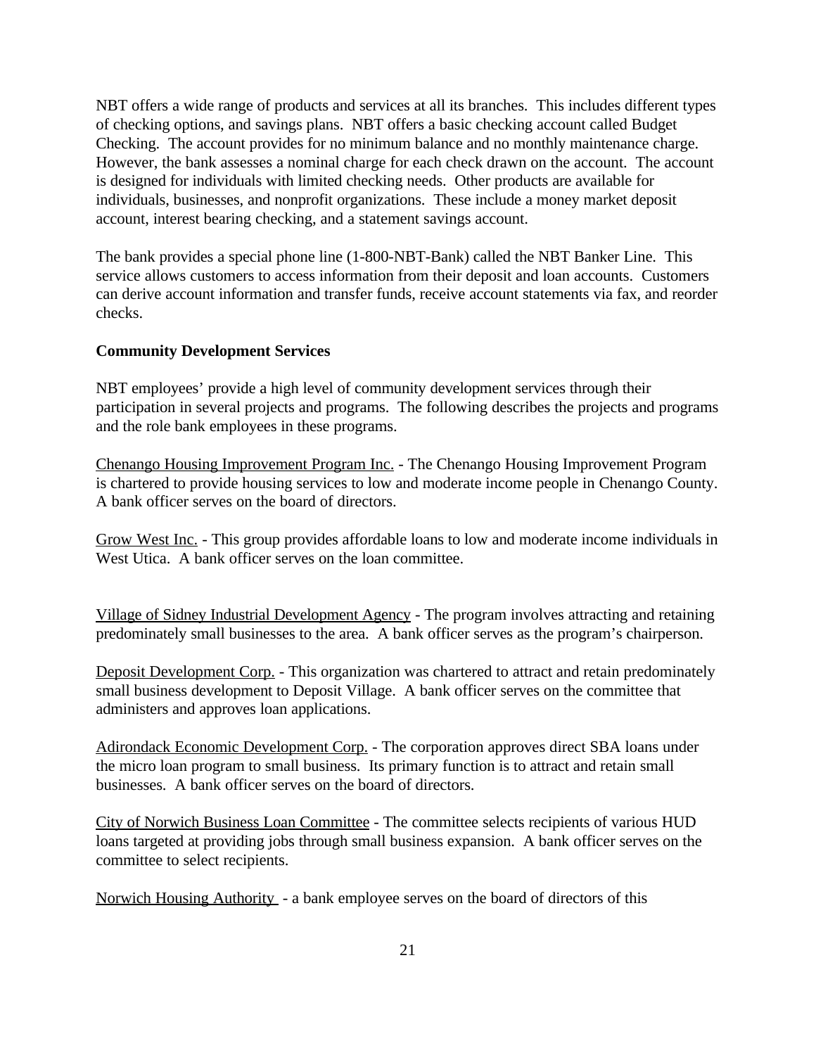NBT offers a wide range of products and services at all its branches. This includes different types of checking options, and savings plans. NBT offers a basic checking account called Budget Checking. The account provides for no minimum balance and no monthly maintenance charge. However, the bank assesses a nominal charge for each check drawn on the account. The account is designed for individuals with limited checking needs. Other products are available for individuals, businesses, and nonprofit organizations. These include a money market deposit account, interest bearing checking, and a statement savings account.

The bank provides a special phone line (1-800-NBT-Bank) called the NBT Banker Line. This service allows customers to access information from their deposit and loan accounts. Customers can derive account information and transfer funds, receive account statements via fax, and reorder checks.

**Community Development Services**

NBT employees' provide a high level of community development services through their participation in several projects and programs. The following describes the projects and programs and the role bank employees in these programs.

Chenango Housing Improvement Program Inc. - The Chenango Housing Improvement Program is chartered to provide housing services to low and moderate income people in Chenango County. A bank officer serves on the board of directors.

Grow West Inc. - This group provides affordable loans to low and moderate income individuals in West Utica. A bank officer serves on the loan committee.

Village of Sidney Industrial Development Agency - The program involves attracting and retaining predominately small businesses to the area. A bank officer serves as the program's chairperson.

Deposit Development Corp. - This organization was chartered to attract and retain predominately small business development to Deposit Village. A bank officer serves on the committee that administers and approves loan applications.

Adirondack Economic Development Corp. - The corporation approves direct SBA loans under the micro loan program to small business. Its primary function is to attract and retain small businesses. A bank officer serves on the board of directors.

City of Norwich Business Loan Committee - The committee selects recipients of various HUD loans targeted at providing jobs through small business expansion. A bank officer serves on the committee to select recipients.

Norwich Housing Authority - a bank employee serves on the board of directors of this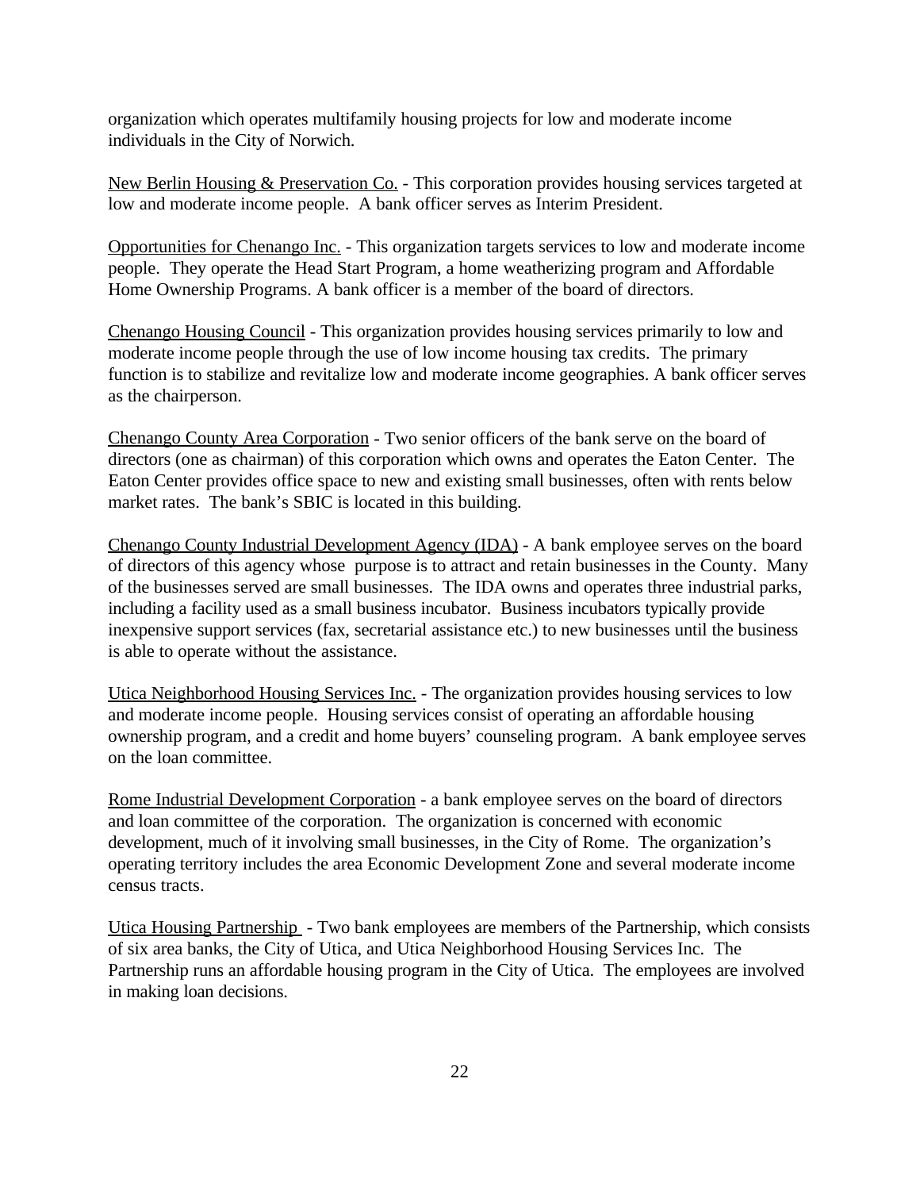organization which operates multifamily housing projects for low and moderate income individuals in the City of Norwich.

<u>New Berlin Housing & Preservation Co.</u> - This corporation provides housing services targeted at low and moderate income people. A bank officer serves as Interim President.

<u>Opportunities for Chenango Inc.</u> - This organization targets services to low and moderate income people. They operate the Head Start Program, a home weatherizing program and Affordable Home Ownership Programs. A bank officer is a member of the board of directors.

<u>Chenango Housing Council</u> - This organization provides housing services primarily to low and moderate income people through the use of low income housing tax credits. The primary function is to stabilize and revitalize low and moderate income geographies. A bank officer serves as the chairperson.

<u>Chenango County Area Corporation</u> - Two senior officers of the bank serve on the board of directors (one as chairman) of this corporation which owns and operates the Eaton Center. The Eaton Center provides office space to new and existing small businesses, often with rents below market rates. The bank's SBIC is located in this building.

<u>Chenango County Industrial Development Agency (IDA)</u> - A bank employee serves on the board of directors of this agency whose purpose is to attract and retain businesses in the County. Many of the businesses served are small businesses. The IDA owns and operates three industrial parks, including a facility used as a small business incubator. Business incubators typically provide inexpensive support services (fax, secretarial assistance etc.) to new businesses until the business is able to operate without the assistance.

<u>Utica Neighborhood Housing Services Inc.</u> - The organization provides housing services to low and moderate income people. Housing services consist of operating an affordable housing ownership program, and a credit and home buyers' counseling program. A bank employee serves on the loan committee.

<u>Rome Industrial Development Corporation</u> - a bank employee serves on the board of directors and loan committee of the corporation. The organization is concerned with economic development, much of it involving small businesses, in the City of Rome. The organization's operating territory includes the area Economic Development Zone and several moderate income census tracts.

<u>Utica Housing Partnership</u> - Two bank employees are members of the Partnership, which consists of six area banks, the City of Utica, and Utica Neighborhood Housing Services Inc. The Partnership runs an affordable housing program in the City of Utica. The employees are involved in making loan decisions.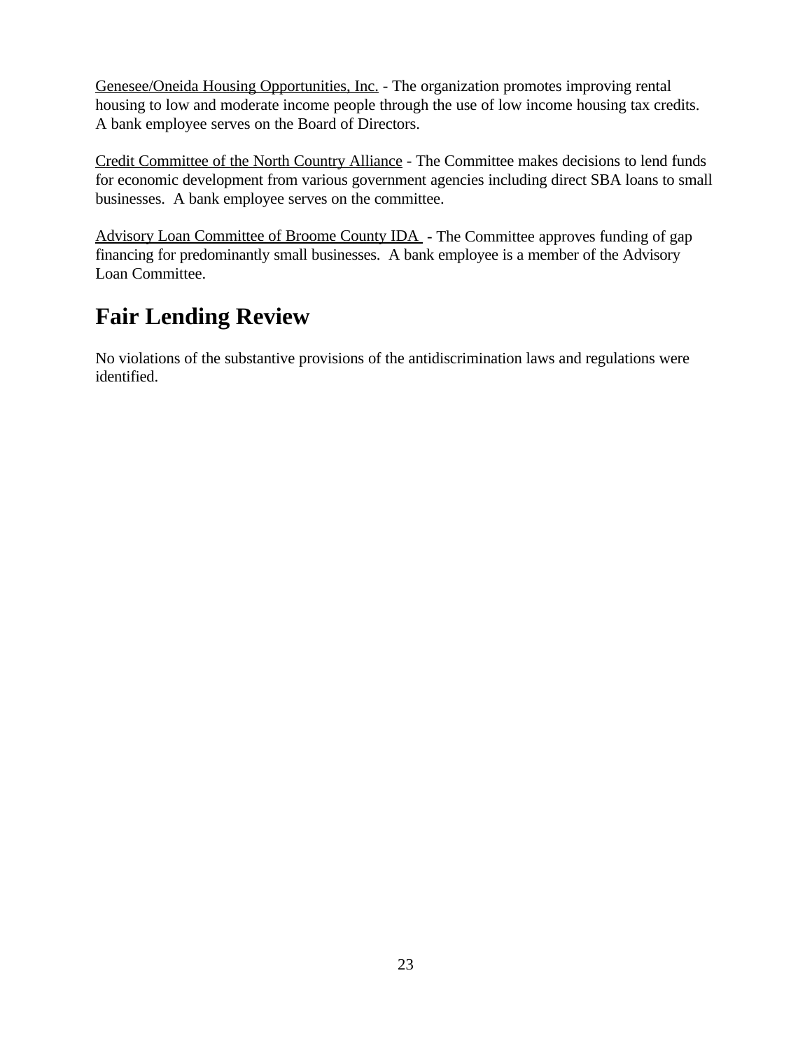<u>Genesee/Oneida Housing Opportunities, Inc.</u> - The organization promotes improving rental housing to low and moderate income people through the use of low income housing tax credits. A bank employee serves on the Board of Directors.

<u>Credit Committee of the North Country Alliance</u> - The Committee makes decisions to lend funds for economic development from various government agencies including direct SBA loans to small businesses. A bank employee serves on the committee.

<u>Advisory Loan Committee of Broome County IDA</u> - The Committee approves funding of gap financing for predominantly small businesses. A bank employee is a member of the Advisory Loan Committee.

# Fair Lending Review

No violations of the substantive provisions of the antidiscrimination laws and regulations were identified.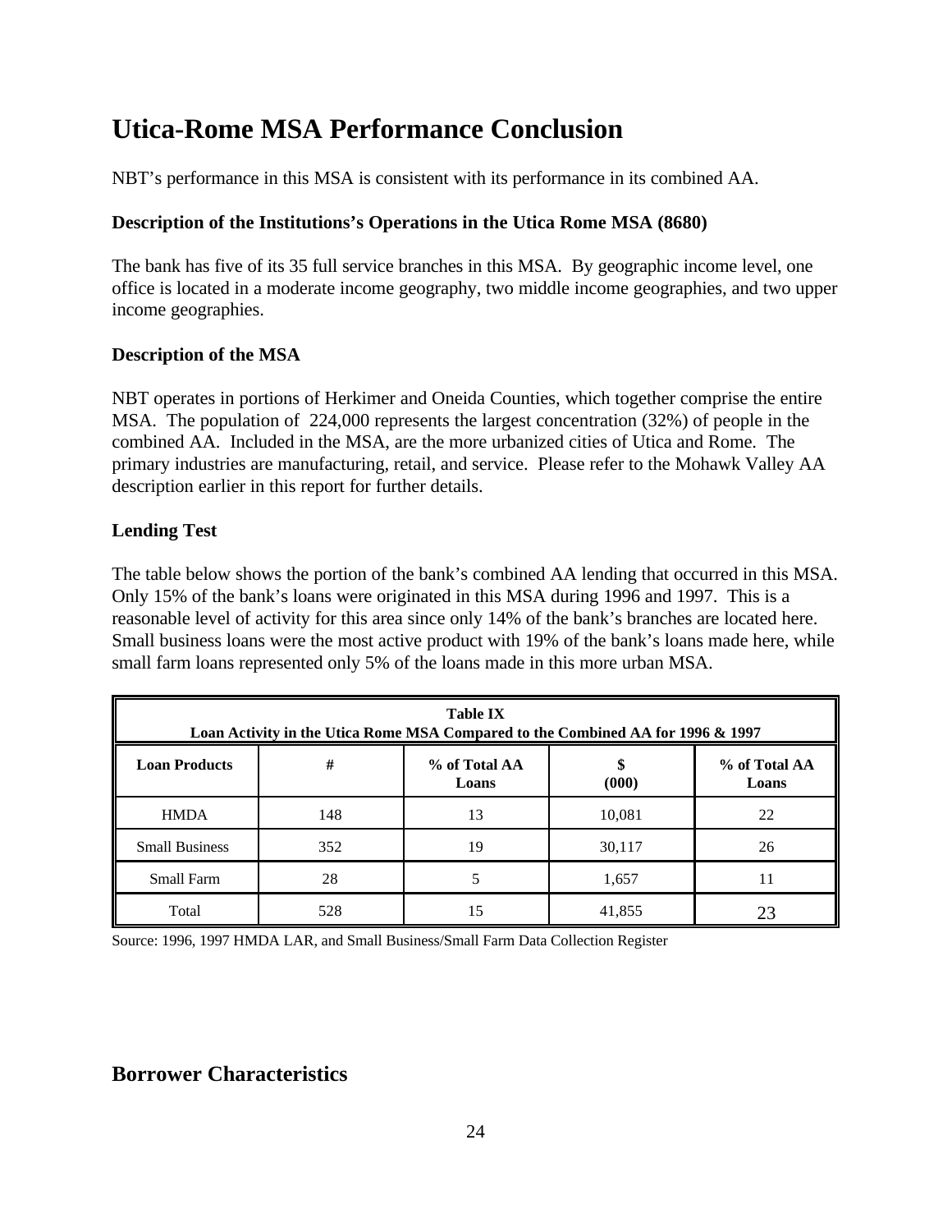# Utica-Rome MSA Performance Conclusion

NBT's performance in this MSA is consistent with its performance in its combined AA.

**Description of the Institutions's Operations in the Utica Rome MSA (8680)**

The bank has five of its 35 full service branches in this MSA. By geographic income level, one office is located in a moderate income geography, two middle income geographies, and two upper income geographies.

**Description of the MSA**

NBT operates in portions of Herkimer and Oneida Counties, which together comprise the entire MSA. The population of 224,000 represents the largest concentration (32%) of people in the combined AA. Included in the MSA, are the more urbanized cities of Utica and Rome. The primary industries are manufacturing, retail, and service. Please refer to the Mohawk Valley AA description earlier in this report for further details.

**Lending Test**

The table below shows the portion of the bank's combined AA lending that occurred in this MSA. Only 15% of the bank's loans were originated in this MSA during 1996 and 1997. This is a reasonable level of activity for this area since only 14% of the bank's branches are located here. Small business loans were the most active product with 19% of the bank's loans made here, while small farm loans represented only 5% of the loans made in this more urban MSA.

**Table IX**
**Loan Activity in the Utica Rome MSA Compared to the Combined AA for 1996 & 1997**

| Loan Products | # | % of Total AA Loans | $ (000) | % of Total AA Loans |
|---|---|---|---|---|
| HMDA | 148 | 13 | 10,081 | 22 |
| Small Business | 352 | 19 | 30,117 | 26 |
| Small Farm | 28 | 5 | 1,657 | 11 |
| Total | 528 | 15 | 41,855 | 23 |

Source: 1996, 1997 HMDA LAR, and Small Business/Small Farm Data Collection Register

## Borrower Characteristics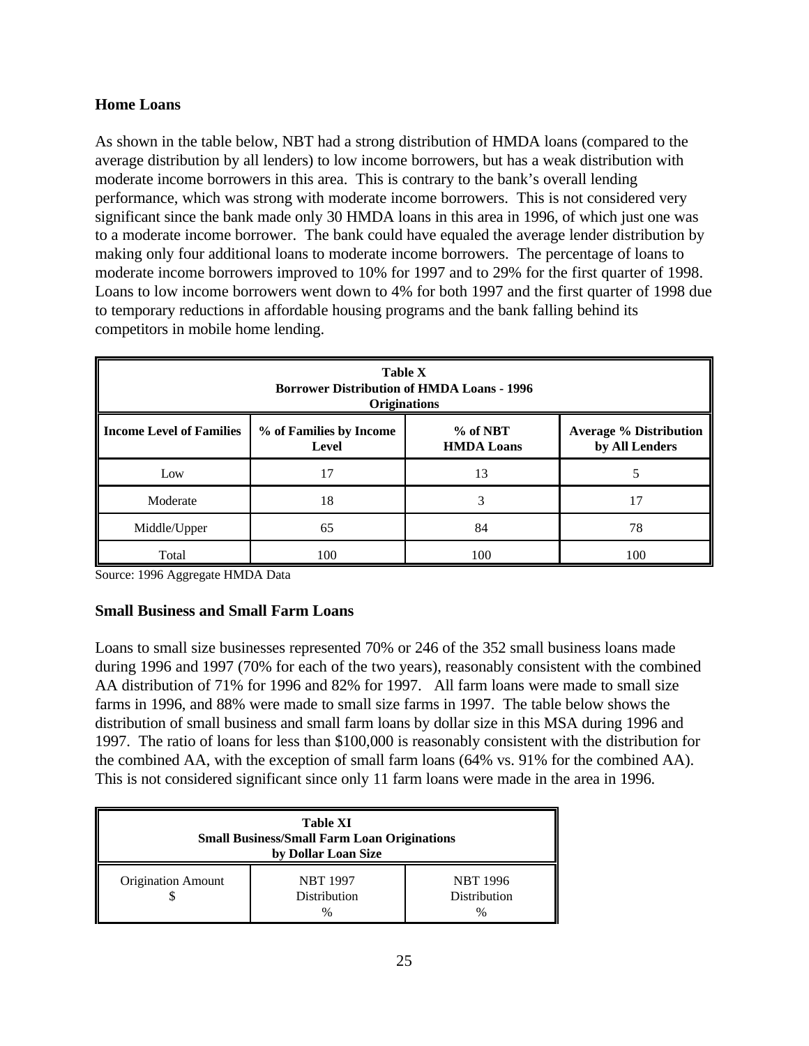### Home Loans

As shown in the table below, NBT had a strong distribution of HMDA loans (compared to the average distribution by all lenders) to low income borrowers, but has a weak distribution with moderate income borrowers in this area. This is contrary to the bank's overall lending performance, which was strong with moderate income borrowers. This is not considered very significant since the bank made only 30 HMDA loans in this area in 1996, of which just one was to a moderate income borrower. The bank could have equaled the average lender distribution by making only four additional loans to moderate income borrowers. The percentage of loans to moderate income borrowers improved to 10% for 1997 and to 29% for the first quarter of 1998. Loans to low income borrowers went down to 4% for both 1997 and the first quarter of 1998 due to temporary reductions in affordable housing programs and the bank falling behind its competitors in mobile home lending.

**Table X**
**Borrower Distribution of HMDA Loans - 1996 Originations**

| Income Level of Families | % of Families by Income Level | % of NBT HMDA Loans | Average % Distribution by All Lenders |
|---|---|---|---|
| Low | 17 | 13 | 5 |
| Moderate | 18 | 3 | 17 |
| Middle/Upper | 65 | 84 | 78 |
| Total | 100 | 100 | 100 |

Source: 1996 Aggregate HMDA Data

### Small Business and Small Farm Loans

Loans to small size businesses represented 70% or 246 of the 352 small business loans made during 1996 and 1997 (70% for each of the two years), reasonably consistent with the combined AA distribution of 71% for 1996 and 82% for 1997. All farm loans were made to small size farms in 1996, and 88% were made to small size farms in 1997. The table below shows the distribution of small business and small farm loans by dollar size in this MSA during 1996 and 1997. The ratio of loans for less than $100,000 is reasonably consistent with the distribution for the combined AA, with the exception of small farm loans (64% vs. 91% for the combined AA). This is not considered significant since only 11 farm loans were made in the area in 1996.

**Table XI**
**Small Business/Small Farm Loan Originations by Dollar Loan Size**

| Origination Amount $ | NBT 1997 Distribution % | NBT 1996 Distribution % |
|---|---|---|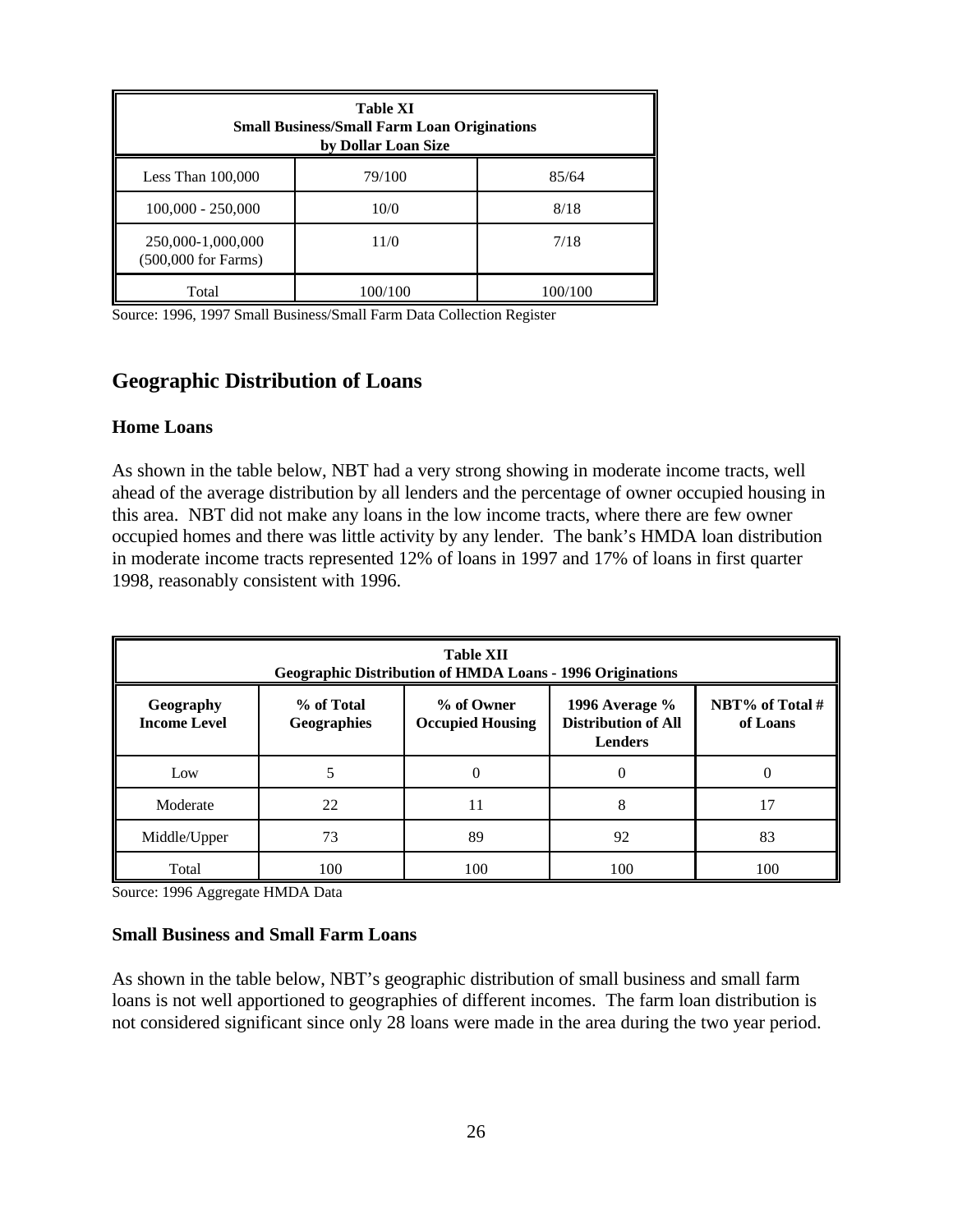| Table XI<br>Small Business/Small Farm Loan Originations<br>by Dollar Loan Size | | |
|---|---|---|
| Less Than 100,000 | 79/100 | 85/64 |
| 100,000 - 250,000 | 10/0 | 8/18 |
| 250,000-1,000,000 (500,000 for Farms) | 11/0 | 7/18 |
| Total | 100/100 | 100/100 |

Source: 1996, 1997 Small Business/Small Farm Data Collection Register

## Geographic Distribution of Loans

### Home Loans

As shown in the table below, NBT had a very strong showing in moderate income tracts, well ahead of the average distribution by all lenders and the percentage of owner occupied housing in this area. NBT did not make any loans in the low income tracts, where there are few owner occupied homes and there was little activity by any lender. The bank's HMDA loan distribution in moderate income tracts represented 12% of loans in 1997 and 17% of loans in first quarter 1998, reasonably consistent with 1996.

| Table XII<br>Geographic Distribution of HMDA Loans - 1996 Originations | | | | |
|---|---|---|---|---|
| **Geography Income Level** | **% of Total Geographies** | **% of Owner Occupied Housing** | **1996 Average % Distribution of All Lenders** | **NBT% of Total # of Loans** |
| Low | 5 | 0 | 0 | 0 |
| Moderate | 22 | 11 | 8 | 17 |
| Middle/Upper | 73 | 89 | 92 | 83 |
| Total | 100 | 100 | 100 | 100 |

Source: 1996 Aggregate HMDA Data

### Small Business and Small Farm Loans

As shown in the table below, NBT's geographic distribution of small business and small farm loans is not well apportioned to geographies of different incomes. The farm loan distribution is not considered significant since only 28 loans were made in the area during the two year period.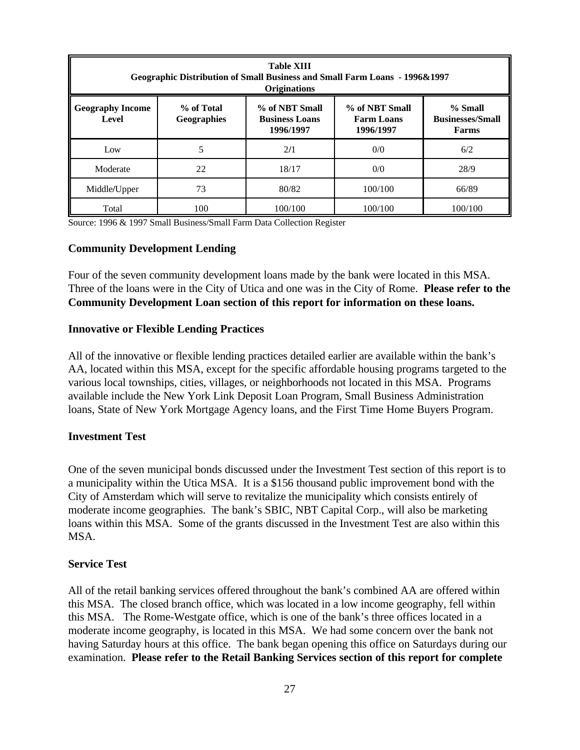| Table XIII<br>Geographic Distribution of Small Business and Small Farm Loans - 1996&1997 Originations | | | | |
|---|---|---|---|---|
| **Geography Income Level** | **% of Total Geographies** | **% of NBT Small Business Loans 1996/1997** | **% of NBT Small Farm Loans 1996/1997** | **% Small Businesses/Small Farms** |
| Low | 5 | 2/1 | 0/0 | 6/2 |
| Moderate | 22 | 18/17 | 0/0 | 28/9 |
| Middle/Upper | 73 | 80/82 | 100/100 | 66/89 |
| Total | 100 | 100/100 | 100/100 | 100/100 |

Source: 1996 & 1997 Small Business/Small Farm Data Collection Register

**Community Development Lending**

Four of the seven community development loans made by the bank were located in this MSA. Three of the loans were in the City of Utica and one was in the City of Rome. **Please refer to the Community Development Loan section of this report for information on these loans.**

**Innovative or Flexible Lending Practices**

All of the innovative or flexible lending practices detailed earlier are available within the bank's AA, located within this MSA, except for the specific affordable housing programs targeted to the various local townships, cities, villages, or neighborhoods not located in this MSA. Programs available include the New York Link Deposit Loan Program, Small Business Administration loans, State of New York Mortgage Agency loans, and the First Time Home Buyers Program.

**Investment Test**

One of the seven municipal bonds discussed under the Investment Test section of this report is to a municipality within the Utica MSA. It is a $156 thousand public improvement bond with the City of Amsterdam which will serve to revitalize the municipality which consists entirely of moderate income geographies. The bank's SBIC, NBT Capital Corp., will also be marketing loans within this MSA. Some of the grants discussed in the Investment Test are also within this MSA.

**Service Test**

All of the retail banking services offered throughout the bank's combined AA are offered within this MSA. The closed branch office, which was located in a low income geography, fell within this MSA. The Rome-Westgate office, which is one of the bank's three offices located in a moderate income geography, is located in this MSA. We had some concern over the bank not having Saturday hours at this office. The bank began opening this office on Saturdays during our examination. **Please refer to the Retail Banking Services section of this report for complete**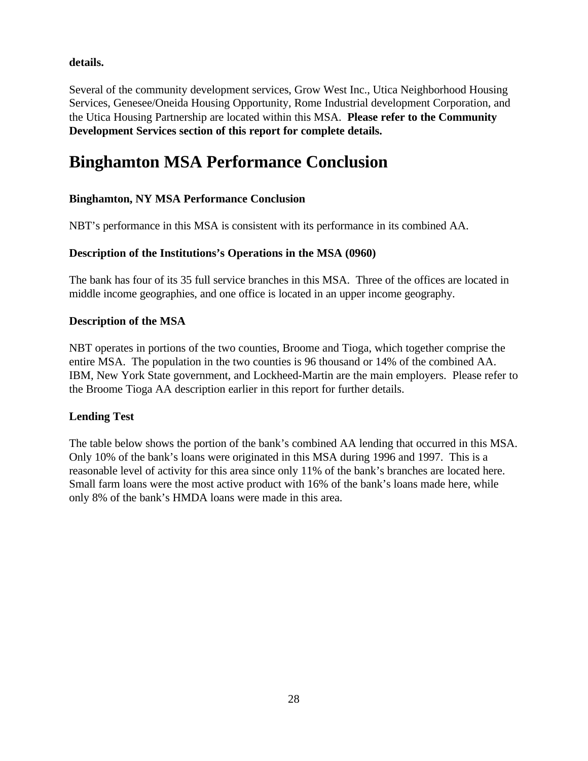**details.**

Several of the community development services, Grow West Inc., Utica Neighborhood Housing Services, Genesee/Oneida Housing Opportunity, Rome Industrial development Corporation, and the Utica Housing Partnership are located within this MSA. **Please refer to the Community Development Services section of this report for complete details.**

# Binghamton MSA Performance Conclusion

**Binghamton, NY MSA Performance Conclusion**

NBT's performance in this MSA is consistent with its performance in its combined AA.

**Description of the Institutions's Operations in the MSA (0960)**

The bank has four of its 35 full service branches in this MSA. Three of the offices are located in middle income geographies, and one office is located in an upper income geography.

**Description of the MSA**

NBT operates in portions of the two counties, Broome and Tioga, which together comprise the entire MSA. The population in the two counties is 96 thousand or 14% of the combined AA. IBM, New York State government, and Lockheed-Martin are the main employers. Please refer to the Broome Tioga AA description earlier in this report for further details.

**Lending Test**

The table below shows the portion of the bank's combined AA lending that occurred in this MSA. Only 10% of the bank's loans were originated in this MSA during 1996 and 1997. This is a reasonable level of activity for this area since only 11% of the bank's branches are located here. Small farm loans were the most active product with 16% of the bank's loans made here, while only 8% of the bank's HMDA loans were made in this area.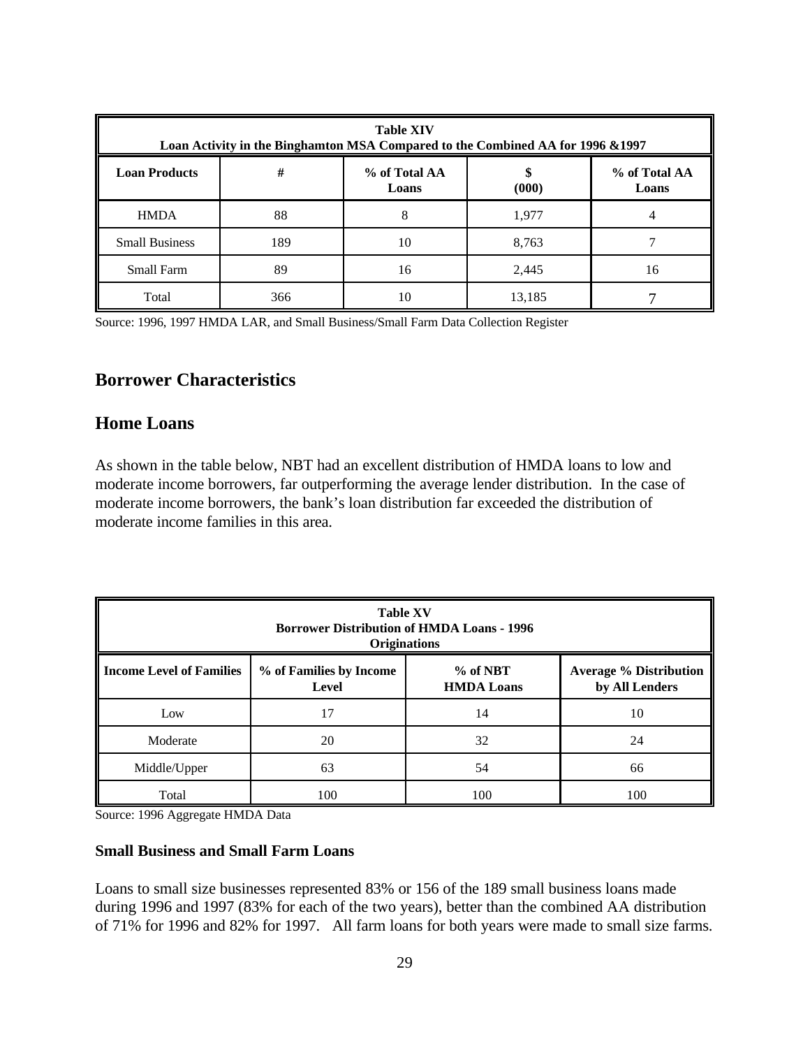| Table XIV<br>Loan Activity in the Binghamton MSA Compared to the Combined AA for 1996 &1997 | | | | |
|---|---|---|---|---|
| **Loan Products** | **#** | **% of Total AA Loans** | **\$ (000)** | **% of Total AA Loans** |
| HMDA | 88 | 8 | 1,977 | 4 |
| Small Business | 189 | 10 | 8,763 | 7 |
| Small Farm | 89 | 16 | 2,445 | 16 |
| Total | 366 | 10 | 13,185 | 7 |

Source: 1996, 1997 HMDA LAR, and Small Business/Small Farm Data Collection Register

## Borrower Characteristics

## Home Loans

As shown in the table below, NBT had an excellent distribution of HMDA loans to low and moderate income borrowers, far outperforming the average lender distribution. In the case of moderate income borrowers, the bank's loan distribution far exceeded the distribution of moderate income families in this area.

| Table XV<br>Borrower Distribution of HMDA Loans - 1996<br>Originations | | | |
|---|---|---|---|
| **Income Level of Families** | **% of Families by Income Level** | **% of NBT HMDA Loans** | **Average % Distribution by All Lenders** |
| Low | 17 | 14 | 10 |
| Moderate | 20 | 32 | 24 |
| Middle/Upper | 63 | 54 | 66 |
| Total | 100 | 100 | 100 |

Source: 1996 Aggregate HMDA Data

### Small Business and Small Farm Loans

Loans to small size businesses represented 83% or 156 of the 189 small business loans made during 1996 and 1997 (83% for each of the two years), better than the combined AA distribution of 71% for 1996 and 82% for 1997. All farm loans for both years were made to small size farms.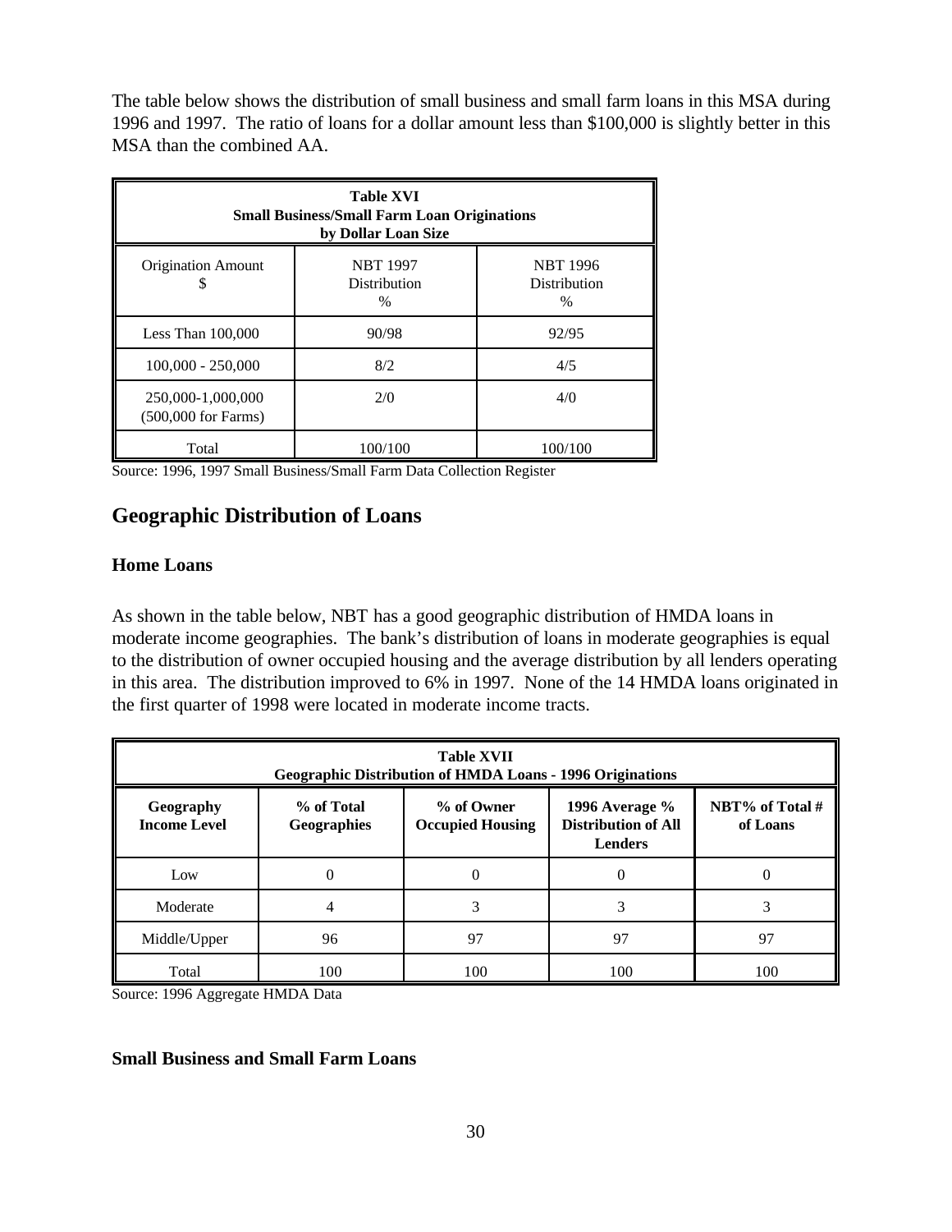The table below shows the distribution of small business and small farm loans in this MSA during 1996 and 1997. The ratio of loans for a dollar amount less than $100,000 is slightly better in this MSA than the combined AA.

| **Table XVI**<br>**Small Business/Small Farm Loan Originations**<br>**by Dollar Loan Size** | | |
|---|---|---|
| Origination Amount<br>$ | NBT 1997<br>Distribution<br>% | NBT 1996<br>Distribution<br>% |
| Less Than 100,000 | 90/98 | 92/95 |
| 100,000 - 250,000 | 8/2 | 4/5 |
| 250,000-1,000,000<br>(500,000 for Farms) | 2/0 | 4/0 |
| Total | 100/100 | 100/100 |

Source: 1996, 1997 Small Business/Small Farm Data Collection Register

## Geographic Distribution of Loans

### Home Loans

As shown in the table below, NBT has a good geographic distribution of HMDA loans in moderate income geographies. The bank's distribution of loans in moderate geographies is equal to the distribution of owner occupied housing and the average distribution by all lenders operating in this area. The distribution improved to 6% in 1997. None of the 14 HMDA loans originated in the first quarter of 1998 were located in moderate income tracts.

| **Table XVII**<br>**Geographic Distribution of HMDA Loans - 1996 Originations** | | | | |
|---|---|---|---|---|
| **Geography Income Level** | **% of Total Geographies** | **% of Owner Occupied Housing** | **1996 Average % Distribution of All Lenders** | **NBT% of Total # of Loans** |
| Low | 0 | 0 | 0 | 0 |
| Moderate | 4 | 3 | 3 | 3 |
| Middle/Upper | 96 | 97 | 97 | 97 |
| Total | 100 | 100 | 100 | 100 |

Source: 1996 Aggregate HMDA Data

### Small Business and Small Farm Loans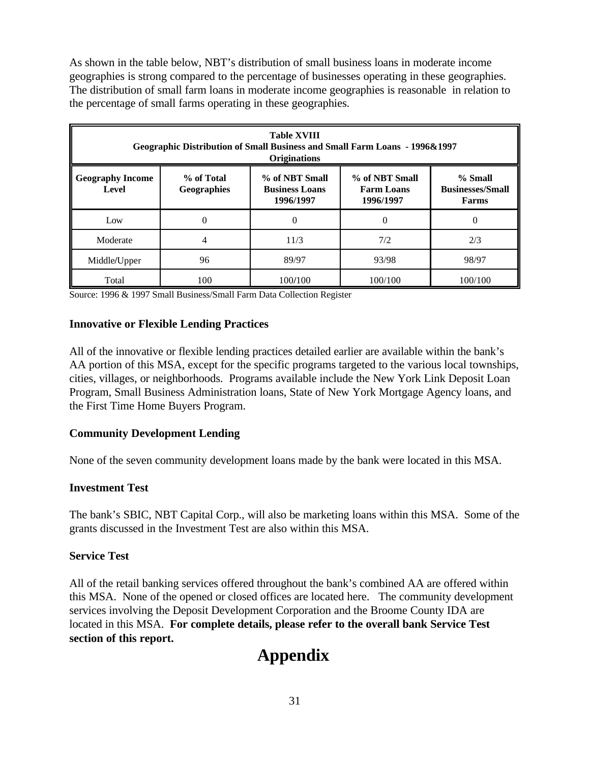As shown in the table below, NBT's distribution of small business loans in moderate income geographies is strong compared to the percentage of businesses operating in these geographies. The distribution of small farm loans in moderate income geographies is reasonable in relation to the percentage of small farms operating in these geographies.

**Table XVIII**
**Geographic Distribution of Small Business and Small Farm Loans - 1996&1997 Originations**

| Geography Income Level | % of Total Geographies | % of NBT Small Business Loans 1996/1997 | % of NBT Small Farm Loans 1996/1997 | % Small Businesses/Small Farms |
|---|---|---|---|---|
| Low | 0 | 0 | 0 | 0 |
| Moderate | 4 | 11/3 | 7/2 | 2/3 |
| Middle/Upper | 96 | 89/97 | 93/98 | 98/97 |
| Total | 100 | 100/100 | 100/100 | 100/100 |

Source: 1996 & 1997 Small Business/Small Farm Data Collection Register

### Innovative or Flexible Lending Practices

All of the innovative or flexible lending practices detailed earlier are available within the bank's AA portion of this MSA, except for the specific programs targeted to the various local townships, cities, villages, or neighborhoods. Programs available include the New York Link Deposit Loan Program, Small Business Administration loans, State of New York Mortgage Agency loans, and the First Time Home Buyers Program.

### Community Development Lending

None of the seven community development loans made by the bank were located in this MSA.

### Investment Test

The bank's SBIC, NBT Capital Corp., will also be marketing loans within this MSA. Some of the grants discussed in the Investment Test are also within this MSA.

### Service Test

All of the retail banking services offered throughout the bank's combined AA are offered within this MSA. None of the opened or closed offices are located here. The community development services involving the Deposit Development Corporation and the Broome County IDA are located in this MSA. **For complete details, please refer to the overall bank Service Test section of this report.**

# Appendix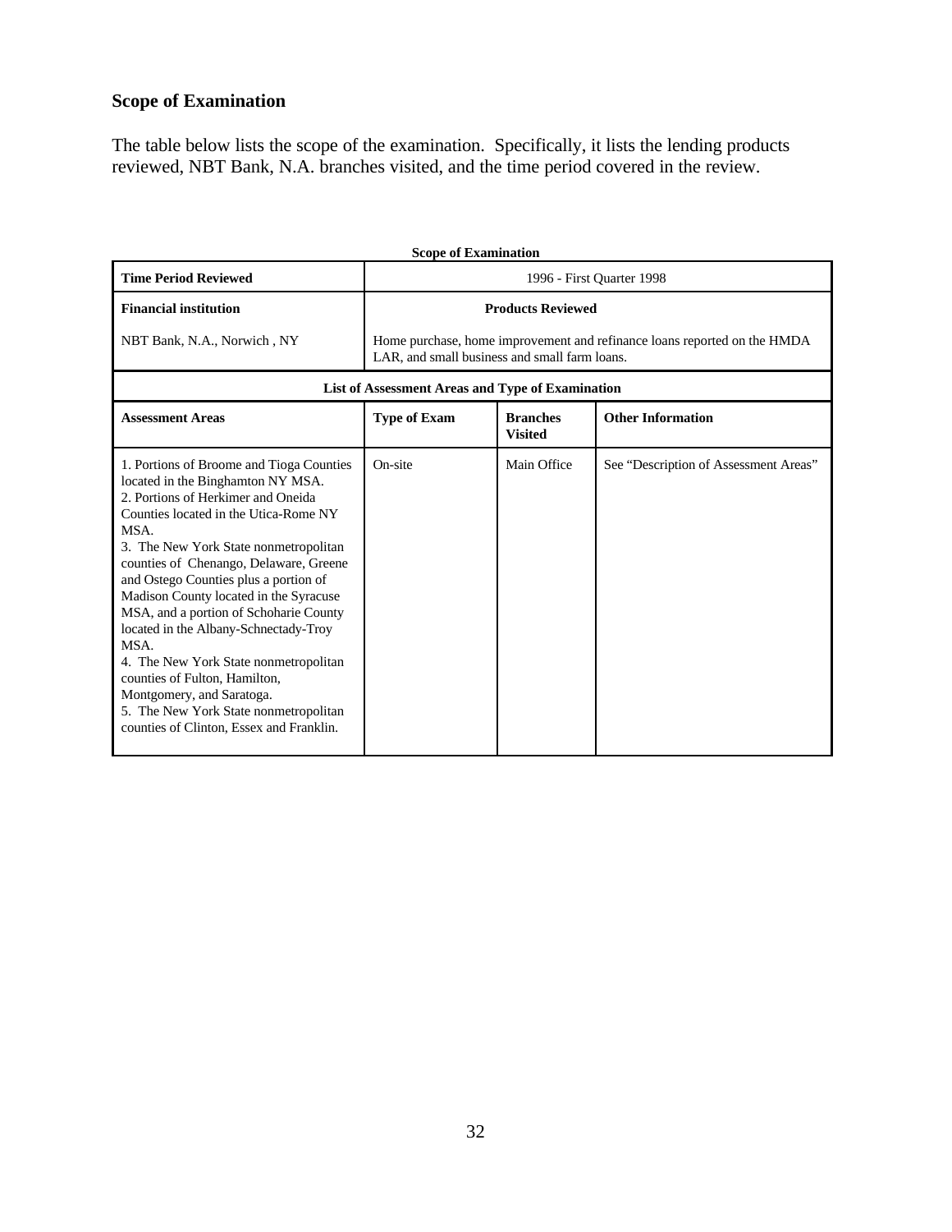## Scope of Examination

The table below lists the scope of the examination. Specifically, it lists the lending products reviewed, NBT Bank, N.A. branches visited, and the time period covered in the review.

**Scope of Examination**

| **Time Period Reviewed** | 1996 - First Quarter 1998 | | |
|---|---|---|---|
| **Financial institution** | **Products Reviewed** | | |
| NBT Bank, N.A., Norwich , NY | Home purchase, home improvement and refinance loans reported on the HMDA LAR, and small business and small farm loans. | | |
| **List of Assessment Areas and Type of Examination** | | | |
| **Assessment Areas** | **Type of Exam** | **Branches Visited** | **Other Information** |
| 1. Portions of Broome and Tioga Counties located in the Binghamton NY MSA.<br>2. Portions of Herkimer and Oneida Counties located in the Utica-Rome NY MSA.<br>3. The New York State nonmetropolitan counties of Chenango, Delaware, Greene and Ostego Counties plus a portion of Madison County located in the Syracuse MSA, and a portion of Schoharie County located in the Albany-Schnectady-Troy MSA.<br>4. The New York State nonmetropolitan counties of Fulton, Hamilton, Montgomery, and Saratoga.<br>5. The New York State nonmetropolitan counties of Clinton, Essex and Franklin. | On-site | Main Office | See "Description of Assessment Areas" |